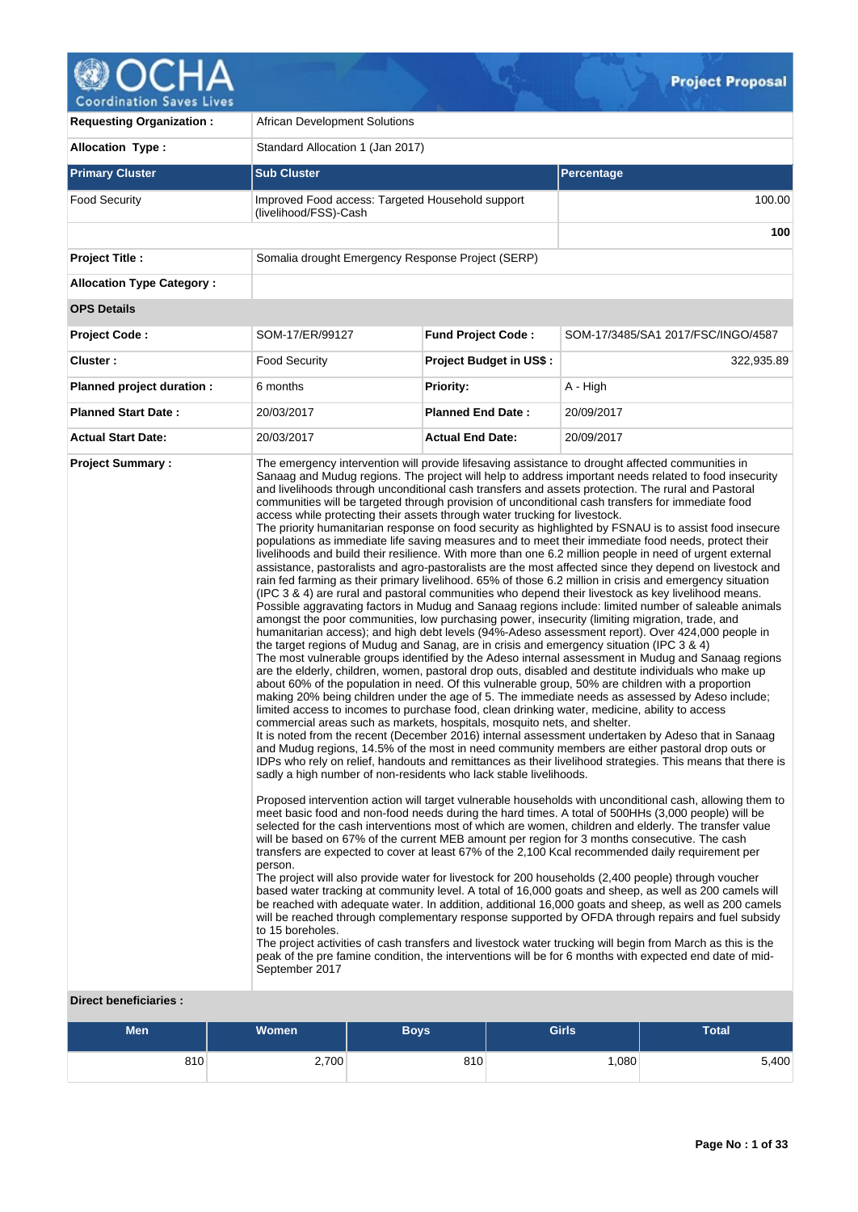# Project Proposal

| | |
|---|---|
| **Requesting Organization :** | African Development Solutions |
| **Allocation Type :** | Standard Allocation 1 (Jan 2017) |

| **Primary Cluster** | **Sub Cluster** | **Percentage** |
|---|---|---|
| Food Security | Improved Food access: Targeted Household support (livelihood/FSS)-Cash | 100.00 |
| | | **100** |

| | |
|---|---|
| **Project Title :** | Somalia drought Emergency Response Project (SERP) |
| **Allocation Type Category :** | |

**OPS Details**

| | | | |
|---|---|---|---|
| **Project Code :** | SOM-17/ER/99127 | **Fund Project Code :** | SOM-17/3485/SA1 2017/FSC/INGO/4587 |
| **Cluster :** | Food Security | **Project Budget in US$ :** | 322,935.89 |
| **Planned project duration :** | 6 months | **Priority:** | A - High |
| **Planned Start Date :** | 20/03/2017 | **Planned End Date :** | 20/09/2017 |
| **Actual Start Date:** | 20/03/2017 | **Actual End Date:** | 20/09/2017 |

**Project Summary :**

The emergency intervention will provide lifesaving assistance to drought affected communities in Sanaag and Mudug regions. The project will help to address important needs related to food insecurity and livelihoods through unconditional cash transfers and assets protection. The rural and Pastoral communities will be targeted through provision of unconditional cash transfers for immediate food access while protecting their assets through water trucking for livestock.
The priority humanitarian response on food security as highlighted by FSNAU is to assist food insecure populations as immediate life saving measures and to meet their immediate food needs, protect their livelihoods and build their resilience. With more than one 6.2 million people in need of urgent external assistance, pastoralists and agro-pastoralists are the most affected since they depend on livestock and rain fed farming as their primary livelihood. 65% of those 6.2 million in crisis and emergency situation (IPC 3 & 4) are rural and pastoral communities who depend their livestock as key livelihood means. Possible aggravating factors in Mudug and Sanaag regions include: limited number of saleable animals amongst the poor communities, low purchasing power, insecurity (limiting migration, trade, and humanitarian access); and high debt levels (94%-Adeso assessment report). Over 424,000 people in the target regions of Mudug and Sanag, are in crisis and emergency situation (IPC 3 & 4)
The most vulnerable groups identified by the Adeso internal assessment in Mudug and Sanaag regions are the elderly, children, women, pastoral drop outs, disabled and destitute individuals who make up about 60% of the population in need. Of this vulnerable group, 50% are children with a proportion making 20% being children under the age of 5. The immediate needs as assessed by Adeso include; limited access to incomes to purchase food, clean drinking water, medicine, ability to access commercial areas such as markets, hospitals, mosquito nets, and shelter.
It is noted from the recent (December 2016) internal assessment undertaken by Adeso that in Sanaag and Mudug regions, 14.5% of the most in need community members are either pastoral drop outs or IDPs who rely on relief, handouts and remittances as their livelihood strategies. This means that there is sadly a high number of non-residents who lack stable livelihoods.

Proposed intervention action will target vulnerable households with unconditional cash, allowing them to meet basic food and non-food needs during the hard times. A total of 500HHs (3,000 people) will be selected for the cash interventions most of which are women, children and elderly. The transfer value will be based on 67% of the current MEB amount per region for 3 months consecutive. The cash transfers are expected to cover at least 67% of the 2,100 Kcal recommended daily requirement per person.
The project will also provide water for livestock for 200 households (2,400 people) through voucher based water tracking at community level. A total of 16,000 goats and sheep, as well as 200 camels will be reached with adequate water. In addition, additional 16,000 goats and sheep, as well as 200 camels will be reached through complementary response supported by OFDA through repairs and fuel subsidy to 15 boreholes.
The project activities of cash transfers and livestock water trucking will begin from March as this is the peak of the pre famine condition, the interventions will be for 6 months with expected end date of mid-September 2017

**Direct beneficiaries :**

| Men | Women | Boys | Girls | Total |
|---|---|---|---|---|
| 810 | 2,700 | 810 | 1,080 | 5,400 |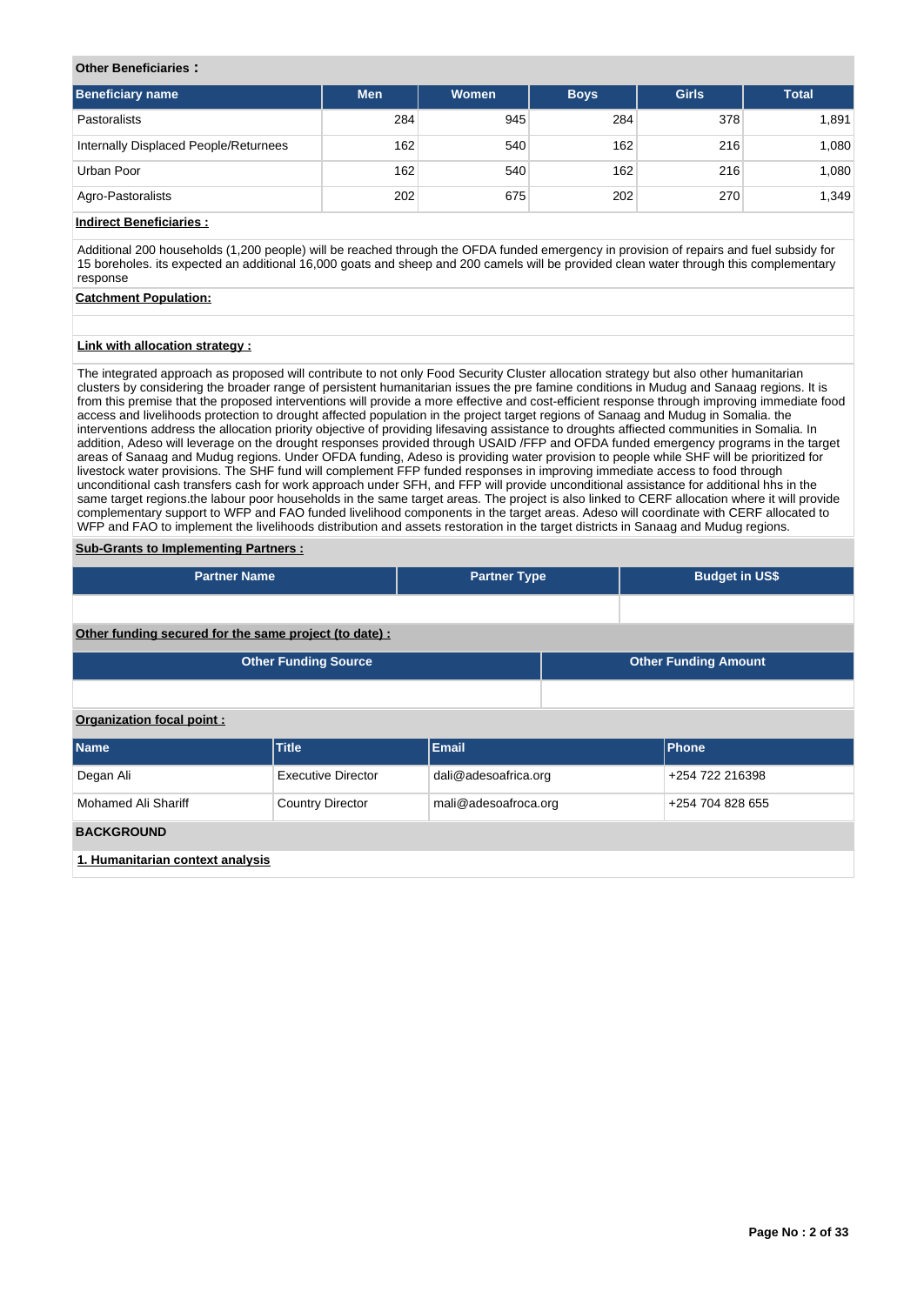**Other Beneficiaries :**

| Beneficiary name | Men | Women | Boys | Girls | Total |
|---|---|---|---|---|---|
| Pastoralists | 284 | 945 | 284 | 378 | 1,891 |
| Internally Displaced People/Returnees | 162 | 540 | 162 | 216 | 1,080 |
| Urban Poor | 162 | 540 | 162 | 216 | 1,080 |
| Agro-Pastoralists | 202 | 675 | 202 | 270 | 1,349 |

**Indirect Beneficiaries :**

Additional 200 households (1,200 people) will be reached through the OFDA funded emergency in provision of repairs and fuel subsidy for 15 boreholes. its expected an additional 16,000 goats and sheep and 200 camels will be provided clean water through this complementary response

**Catchment Population:**

**Link with allocation strategy :**

The integrated approach as proposed will contribute to not only Food Security Cluster allocation strategy but also other humanitarian clusters by considering the broader range of persistent humanitarian issues the pre famine conditions in Mudug and Sanaag regions. It is from this premise that the proposed interventions will provide a more effective and cost-efficient response through improving immediate food access and livelihoods protection to drought affected population in the project target regions of Sanaag and Mudug in Somalia. the interventions address the allocation priority objective of providing lifesaving assistance to droughts affected communities in Somalia. In addition, Adeso will leverage on the drought responses provided through USAID /FFP and OFDA funded emergency programs in the target areas of Sanaag and Mudug regions. Under OFDA funding, Adeso is providing water provision to people while SHF will be prioritized for livestock water provisions. The SHF fund will complement FFP funded responses in improving immediate access to food through unconditional cash transfers cash for work approach under SFH, and FFP will provide unconditional assistance for additional hhs in the same target regions.the labour poor households in the same target areas. The project is also linked to CERF allocation where it will provide complementary support to WFP and FAO funded livelihood components in the target areas. Adeso will coordinate with CERF allocated to WFP and FAO to implement the livelihoods distribution and assets restoration in the target districts in Sanaag and Mudug regions.

**Sub-Grants to Implementing Partners :**

| Partner Name | Partner Type | Budget in US$ |
|---|---|---|
| | | |

**Other funding secured for the same project (to date) :**

| Other Funding Source | Other Funding Amount |
|---|---|
| | |

**Organization focal point :**

| Name | Title | Email | Phone |
|---|---|---|---|
| Degan Ali | Executive Director | dali@adesoafrica.org | +254 722 216398 |
| Mohamed Ali Shariff | Country Director | mali@adesoafroca.org | +254 704 828 655 |

## BACKGROUND

**1. Humanitarian context analysis**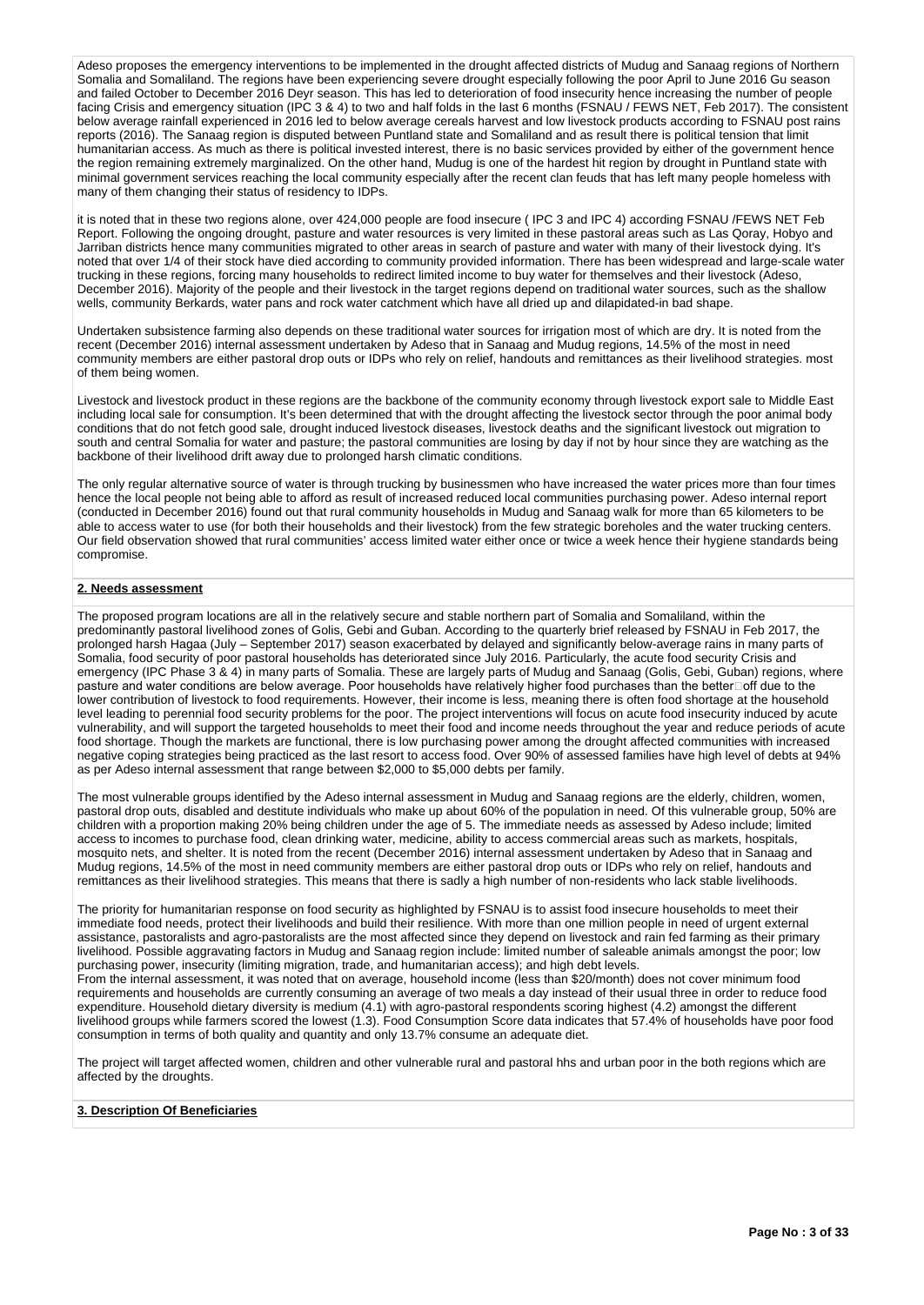Adeso proposes the emergency interventions to be implemented in the drought affected districts of Mudug and Sanaag regions of Northern Somalia and Somaliland. The regions have been experiencing severe drought especially following the poor April to June 2016 Gu season and failed October to December 2016 Deyr season. This has led to deterioration of food insecurity hence increasing the number of people facing Crisis and emergency situation (IPC 3 & 4) to two and half folds in the last 6 months (FSNAU / FEWS NET, Feb 2017). The consistent below average rainfall experienced in 2016 led to below average cereals harvest and low livestock products according to FSNAU post rains reports (2016). The Sanaag region is disputed between Puntland state and Somaliland and as result there is political tension that limit humanitarian access. As much as there is political invested interest, there is no basic services provided by either of the government hence the region remaining extremely marginalized. On the other hand, Mudug is one of the hardest hit region by drought in Puntland state with minimal government services reaching the local community especially after the recent clan feuds that has left many people homeless with many of them changing their status of residency to IDPs.

it is noted that in these two regions alone, over 424,000 people are food insecure ( IPC 3 and IPC 4) according FSNAU /FEWS NET Feb Report. Following the ongoing drought, pasture and water resources is very limited in these pastoral areas such as Las Qoray, Hobyo and Jarriban districts hence many communities migrated to other areas in search of pasture and water with many of their livestock dying. It's noted that over 1/4 of their stock have died according to community provided information. There has been widespread and large-scale water trucking in these regions, forcing many households to redirect limited income to buy water for themselves and their livestock (Adeso, December 2016). Majority of the people and their livestock in the target regions depend on traditional water sources, such as the shallow wells, community Berkards, water pans and rock water catchment which have all dried up and dilapidated-in bad shape.

Undertaken subsistence farming also depends on these traditional water sources for irrigation most of which are dry. It is noted from the recent (December 2016) internal assessment undertaken by Adeso that in Sanaag and Mudug regions, 14.5% of the most in need community members are either pastoral drop outs or IDPs who rely on relief, handouts and remittances as their livelihood strategies. most of them being women.

Livestock and livestock product in these regions are the backbone of the community economy through livestock export sale to Middle East including local sale for consumption. It's been determined that with the drought affecting the livestock sector through the poor animal body conditions that do not fetch good sale, drought induced livestock diseases, livestock deaths and the significant livestock out migration to south and central Somalia for water and pasture; the pastoral communities are losing by day if not by hour since they are watching as the backbone of their livelihood drift away due to prolonged harsh climatic conditions.

The only regular alternative source of water is through trucking by businessmen who have increased the water prices more than four times hence the local people not being able to afford as result of increased reduced local communities purchasing power. Adeso internal report (conducted in December 2016) found out that rural community households in Mudug and Sanaag walk for more than 65 kilometers to be able to access water to use (for both their households and their livestock) from the few strategic boreholes and the water trucking centers. Our field observation showed that rural communities' access limited water either once or twice a week hence their hygiene standards being compromise.

**2. Needs assessment**

The proposed program locations are all in the relatively secure and stable northern part of Somalia and Somaliland, within the predominantly pastoral livelihood zones of Golis, Gebi and Guban. According to the quarterly brief released by FSNAU in Feb 2017, the prolonged harsh Hagaa (July – September 2017) season exacerbated by delayed and significantly below-average rains in many parts of Somalia, food security of poor pastoral households has deteriorated since July 2016. Particularly, the acute food security Crisis and emergency (IPC Phase 3 & 4) in many parts of Somalia. These are largely parts of Mudug and Sanaag (Golis, Gebi, Guban) regions, where pasture and water conditions are below average. Poor households have relatively higher food purchases than the better□off due to the lower contribution of livestock to food requirements. However, their income is less, meaning there is often food shortage at the household level leading to perennial food security problems for the poor. The project interventions will focus on acute food insecurity induced by acute vulnerability, and will support the targeted households to meet their food and income needs throughout the year and reduce periods of acute food shortage. Though the markets are functional, there is low purchasing power among the drought affected communities with increased negative coping strategies being practiced as the last resort to access food. Over 90% of assessed families have high level of debts at 94% as per Adeso internal assessment that range between $2,000 to $5,000 debts per family.

The most vulnerable groups identified by the Adeso internal assessment in Mudug and Sanaag regions are the elderly, children, women, pastoral drop outs, disabled and destitute individuals who make up about 60% of the population in need. Of this vulnerable group, 50% are children with a proportion making 20% being children under the age of 5. The immediate needs as assessed by Adeso include; limited access to incomes to purchase food, clean drinking water, medicine, ability to access commercial areas such as markets, hospitals, mosquito nets, and shelter. It is noted from the recent (December 2016) internal assessment undertaken by Adeso that in Sanaag and Mudug regions, 14.5% of the most in need community members are either pastoral drop outs or IDPs who rely on relief, handouts and remittances as their livelihood strategies. This means that there is sadly a high number of non-residents who lack stable livelihoods.

The priority for humanitarian response on food security as highlighted by FSNAU is to assist food insecure households to meet their immediate food needs, protect their livelihoods and build their resilience. With more than one million people in need of urgent external assistance, pastoralists and agro-pastoralists are the most affected since they depend on livestock and rain fed farming as their primary livelihood. Possible aggravating factors in Mudug and Sanaag region include: limited number of saleable animals amongst the poor; low purchasing power, insecurity (limiting migration, trade, and humanitarian access); and high debt levels.
From the internal assessment, it was noted that on average, household income (less than $20/month) does not cover minimum food requirements and households are currently consuming an average of two meals a day instead of their usual three in order to reduce food expenditure. Household dietary diversity is medium (4.1) with agro-pastoral respondents scoring highest (4.2) amongst the different livelihood groups while farmers scored the lowest (1.3). Food Consumption Score data indicates that 57.4% of households have poor food consumption in terms of both quality and quantity and only 13.7% consume an adequate diet.

The project will target affected women, children and other vulnerable rural and pastoral hhs and urban poor in the both regions which are affected by the droughts.

**3. Description Of Beneficiaries**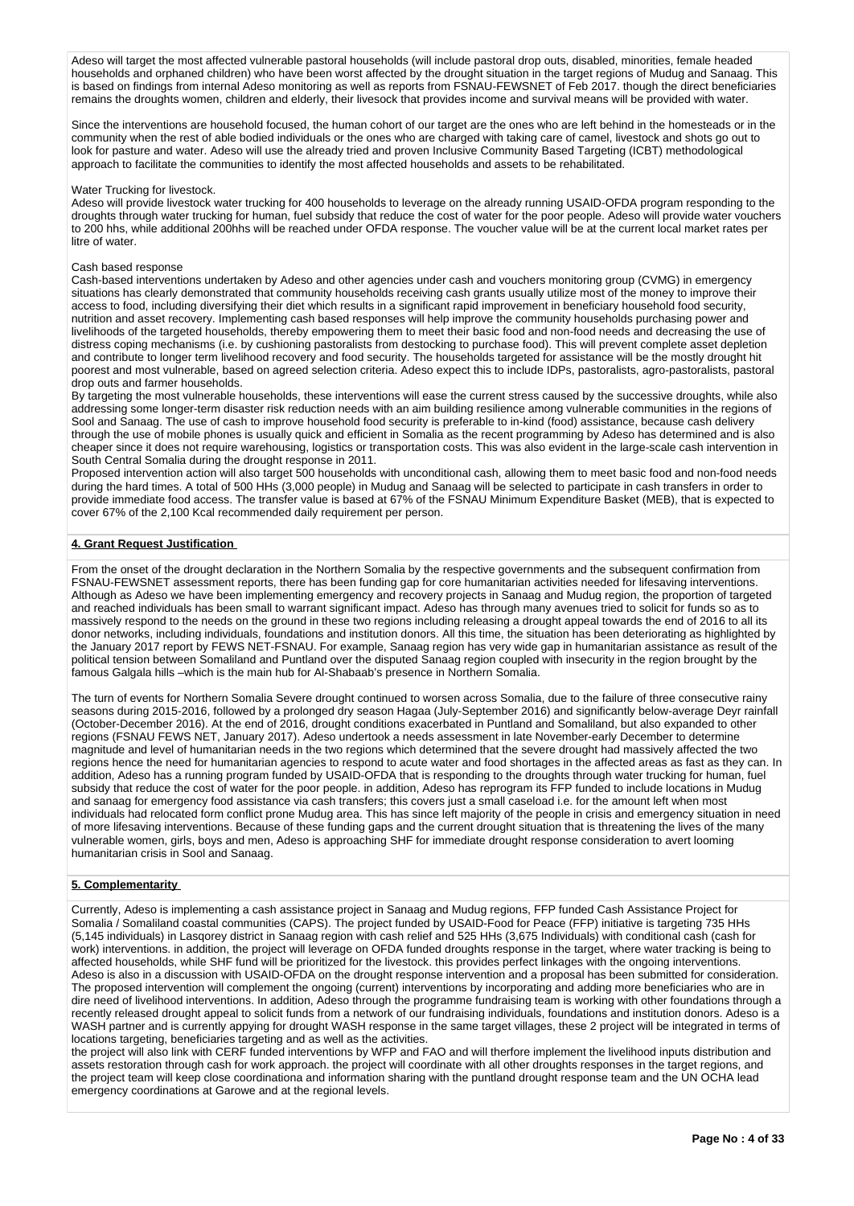Adeso will target the most affected vulnerable pastoral households (will include pastoral drop outs, disabled, minorities, female headed households and orphaned children) who have been worst affected by the drought situation in the target regions of Mudug and Sanaag. This is based on findings from internal Adeso monitoring as well as reports from FSNAU-FEWSNET of Feb 2017. though the direct beneficiaries remains the droughts women, children and elderly, their livesock that provides income and survival means will be provided with water.

Since the interventions are household focused, the human cohort of our target are the ones who are left behind in the homesteads or in the community when the rest of able bodied individuals or the ones who are charged with taking care of camel, livestock and shots go out to look for pasture and water. Adeso will use the already tried and proven Inclusive Community Based Targeting (ICBT) methodological approach to facilitate the communities to identify the most affected households and assets to be rehabilitated.

Water Trucking for livestock.
Adeso will provide livestock water trucking for 400 households to leverage on the already running USAID-OFDA program responding to the droughts through water trucking for human, fuel subsidy that reduce the cost of water for the poor people. Adeso will provide water vouchers to 200 hhs, while additional 200hhs will be reached under OFDA response. The voucher value will be at the current local market rates per litre of water.

Cash based response
Cash-based interventions undertaken by Adeso and other agencies under cash and vouchers monitoring group (CVMG) in emergency situations has clearly demonstrated that community households receiving cash grants usually utilize most of the money to improve their access to food, including diversifying their diet which results in a significant rapid improvement in beneficiary household food security, nutrition and asset recovery. Implementing cash based responses will help improve the community households purchasing power and livelihoods of the targeted households, thereby empowering them to meet their basic food and non-food needs and decreasing the use of distress coping mechanisms (i.e. by cushioning pastoralists from destocking to purchase food). This will prevent complete asset depletion and contribute to longer term livelihood recovery and food security. The households targeted for assistance will be the mostly drought hit poorest and most vulnerable, based on agreed selection criteria. Adeso expect this to include IDPs, pastoralists, agro-pastoralists, pastoral drop outs and farmer households.
By targeting the most vulnerable households, these interventions will ease the current stress caused by the successive droughts, while also addressing some longer-term disaster risk reduction needs with an aim building resilience among vulnerable communities in the regions of Sool and Sanaag. The use of cash to improve household food security is preferable to in-kind (food) assistance, because cash delivery through the use of mobile phones is usually quick and efficient in Somalia as the recent programming by Adeso has determined and is also cheaper since it does not require warehousing, logistics or transportation costs. This was also evident in the large-scale cash intervention in South Central Somalia during the drought response in 2011.
Proposed intervention action will also target 500 households with unconditional cash, allowing them to meet basic food and non-food needs during the hard times. A total of 500 HHs (3,000 people) in Mudug and Sanaag will be selected to participate in cash transfers in order to provide immediate food access. The transfer value is based at 67% of the FSNAU Minimum Expenditure Basket (MEB), that is expected to cover 67% of the 2,100 Kcal recommended daily requirement per person.

## 4. Grant Request Justification

From the onset of the drought declaration in the Northern Somalia by the respective governments and the subsequent confirmation from FSNAU-FEWSNET assessment reports, there has been funding gap for core humanitarian activities needed for lifesaving interventions. Although as Adeso we have been implementing emergency and recovery projects in Sanaag and Mudug region, the proportion of targeted and reached individuals has been small to warrant significant impact. Adeso has through many avenues tried to solicit for funds so as to massively respond to the needs on the ground in these two regions including releasing a drought appeal towards the end of 2016 to all its donor networks, including individuals, foundations and institution donors. All this time, the situation has been deteriorating as highlighted by the January 2017 report by FEWS NET-FSNAU. For example, Sanaag region has very wide gap in humanitarian assistance as result of the political tension between Somaliland and Puntland over the disputed Sanaag region coupled with insecurity in the region brought by the famous Galgala hills –which is the main hub for Al-Shabaab's presence in Northern Somalia.

The turn of events for Northern Somalia Severe drought continued to worsen across Somalia, due to the failure of three consecutive rainy seasons during 2015-2016, followed by a prolonged dry season Hagaa (July-September 2016) and significantly below-average Deyr rainfall (October-December 2016). At the end of 2016, drought conditions exacerbated in Puntland and Somaliland, but also expanded to other regions (FSNAU FEWS NET, January 2017). Adeso undertook a needs assessment in late November-early December to determine magnitude and level of humanitarian needs in the two regions which determined that the severe drought had massively affected the two regions hence the need for humanitarian agencies to respond to acute water and food shortages in the affected areas as fast as they can. In addition, Adeso has a running program funded by USAID-OFDA that is responding to the droughts through water trucking for human, fuel subsidy that reduce the cost of water for the poor people. in addition, Adeso has reprogram its FFP funded to include locations in Mudug and sanaag for emergency food assistance via cash transfers; this covers just a small caseload i.e. for the amount left when most individuals had relocated form conflict prone Mudug area. This has since left majority of the people in crisis and emergency situation in need of more lifesaving interventions. Because of these funding gaps and the current drought situation that is threatening the lives of the many vulnerable women, girls, boys and men, Adeso is approaching SHF for immediate drought response consideration to avert looming humanitarian crisis in Sool and Sanaag.

## 5. Complementarity

Currently, Adeso is implementing a cash assistance project in Sanaag and Mudug regions, FFP funded Cash Assistance Project for Somalia / Somaliland coastal communities (CAPS). The project funded by USAID-Food for Peace (FFP) initiative is targeting 735 HHs (5,145 individuals) in Lasqorey district in Sanaag region with cash relief and 525 HHs (3,675 Individuals) with conditional cash (cash for work) interventions. in addition, the project will leverage on OFDA funded droughts response in the target, where water tracking is being to affected households, while SHF fund will be prioritized for the livestock. this provides perfect linkages with the ongoing interventions. Adeso is also in a discussion with USAID-OFDA on the drought response intervention and a proposal has been submitted for consideration. The proposed intervention will complement the ongoing (current) interventions by incorporating and adding more beneficiaries who are in dire need of livelihood interventions. In addition, Adeso through the programme fundraising team is working with other foundations through a recently released drought appeal to solicit funds from a network of our fundraising individuals, foundations and institution donors. Adeso is a WASH partner and is currently appying for drought WASH response in the same target villages, these 2 project will be integrated in terms of locations targeting, beneficiaries targeting and as well as the activities.
the project will also link with CERF funded interventions by WFP and FAO and will therfore implement the livelihood inputs distribution and assets restoration through cash for work approach. the project will coordinate with all other droughts responses in the target regions, and the project team will keep close coordinationa and information sharing with the puntland drought response team and the UN OCHA lead emergency coordinations at Garowe and at the regional levels.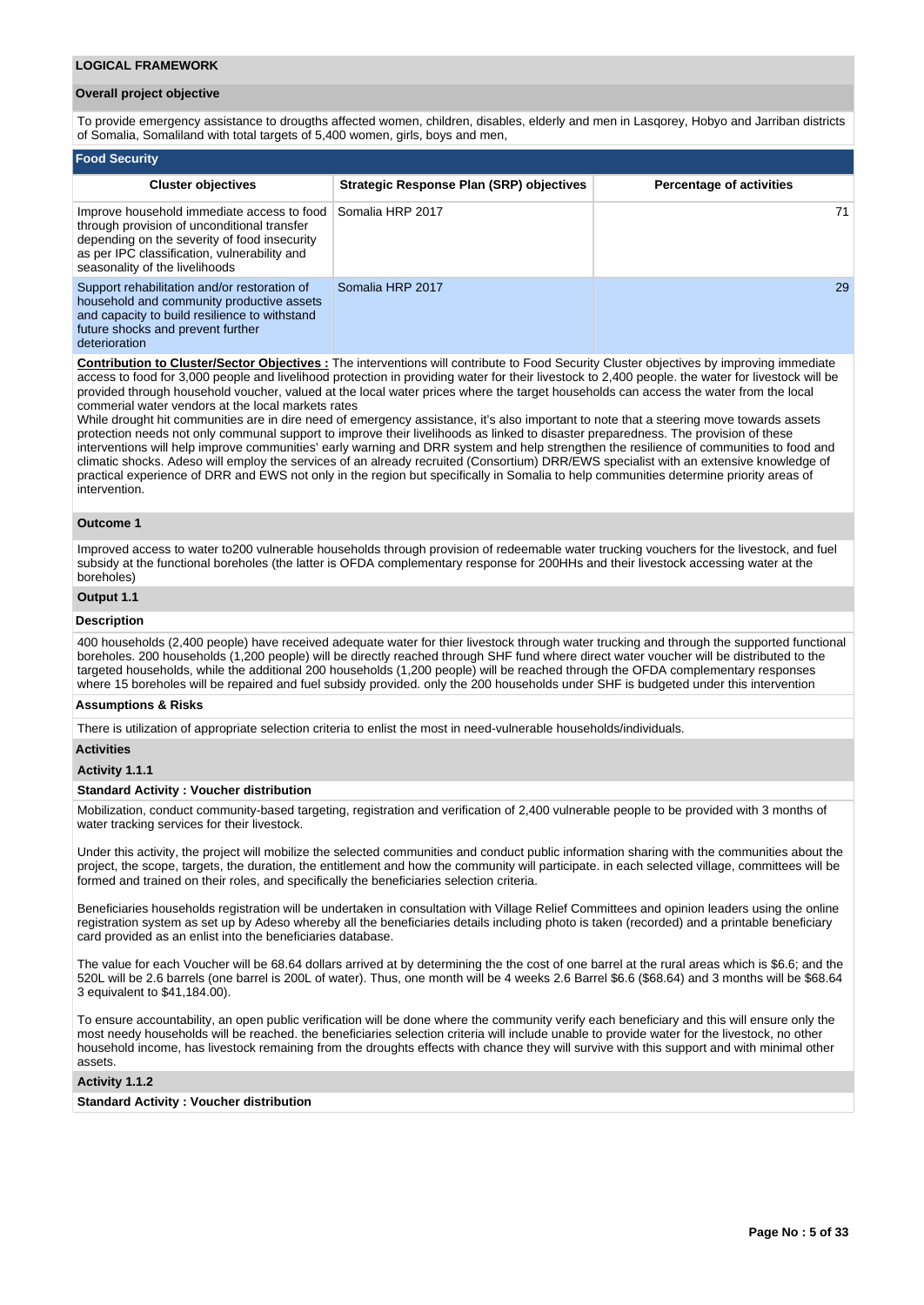## LOGICAL FRAMEWORK

### Overall project objective

To provide emergency assistance to drougths affected women, children, disables, elderly and men in Lasqorey, Hobyo and Jarriban districts of Somalia, Somaliland with total targets of 5,400 women, girls, boys and men,

### Food Security

| Cluster objectives | Strategic Response Plan (SRP) objectives | Percentage of activities |
|---|---|---|
| Improve household immediate access to food through provision of unconditional transfer depending on the severity of food insecurity as per IPC classification, vulnerability and seasonality of the livelihoods | Somalia HRP 2017 | 71 |
| Support rehabilitation and/or restoration of household and community productive assets and capacity to build resilience to withstand future shocks and prevent further deterioration | Somalia HRP 2017 | 29 |

**Contribution to Cluster/Sector Objectives :** The interventions will contribute to Food Security Cluster objectives by improving immediate access to food for 3,000 people and livelihood protection in providing water for their livestock to 2,400 people. the water for livestock will be provided through household voucher, valued at the local water prices where the target households can access the water from the local commerial water vendors at the local markets rates

While drought hit communities are in dire need of emergency assistance, it's also important to note that a steering move towards assets protection needs not only communal support to improve their livelihoods as linked to disaster preparedness. The provision of these interventions will help improve communities' early warning and DRR system and help strengthen the resilience of communities to food and climatic shocks. Adeso will employ the services of an already recruited (Consortium) DRR/EWS specialist with an extensive knowledge of practical experience of DRR and EWS not only in the region but specifically in Somalia to help communities determine priority areas of intervention.

### Outcome 1

Improved access to water to200 vulnerable households through provision of redeemable water trucking vouchers for the livestock, and fuel subsidy at the functional boreholes (the latter is OFDA complementary response for 200HHs and their livestock accessing water at the boreholes)

### Output 1.1

**Description**

400 households (2,400 people) have received adequate water for thier livestock through water trucking and through the supported functional boreholes. 200 households (1,200 people) will be directly reached through SHF fund where direct water voucher will be distributed to the targeted households, while the additional 200 households (1,200 people) will be reached through the OFDA complementary responses where 15 boreholes will be repaired and fuel subsidy provided. only the 200 households under SHF is budgeted under this intervention

**Assumptions & Risks**

There is utilization of appropriate selection criteria to enlist the most in need-vulnerable households/individuals.

**Activities**

**Activity 1.1.1**

**Standard Activity : Voucher distribution**

Mobilization, conduct community-based targeting, registration and verification of 2,400 vulnerable people to be provided with 3 months of water tracking services for their livestock.

Under this activity, the project will mobilize the selected communities and conduct public information sharing with the communities about the project, the scope, targets, the duration, the entitlement and how the community will participate. in each selected village, committees will be formed and trained on their roles, and specifically the beneficiaries selection criteria.

Beneficiaries households registration will be undertaken in consultation with Village Relief Committees and opinion leaders using the online registration system as set up by Adeso whereby all the beneficiaries details including photo is taken (recorded) and a printable beneficiary card provided as an enlist into the beneficiaries database.

The value for each Voucher will be 68.64 dollars arrived at by determining the the cost of one barrel at the rural areas which is $6.6; and the 520L will be 2.6 barrels (one barrel is 200L of water). Thus, one month will be 4 weeks 2.6 Barrel $6.6 ($68.64) and 3 months will be $68.64 3 equivalent to $41,184.00).

To ensure accountability, an open public verification will be done where the community verify each beneficiary and this will ensure only the most needy households will be reached. the beneficiaries selection criteria will include unable to provide water for the livestock, no other household income, has livestock remaining from the droughts effects with chance they will survive with this support and with minimal other assets.

**Activity 1.1.2**

**Standard Activity : Voucher distribution**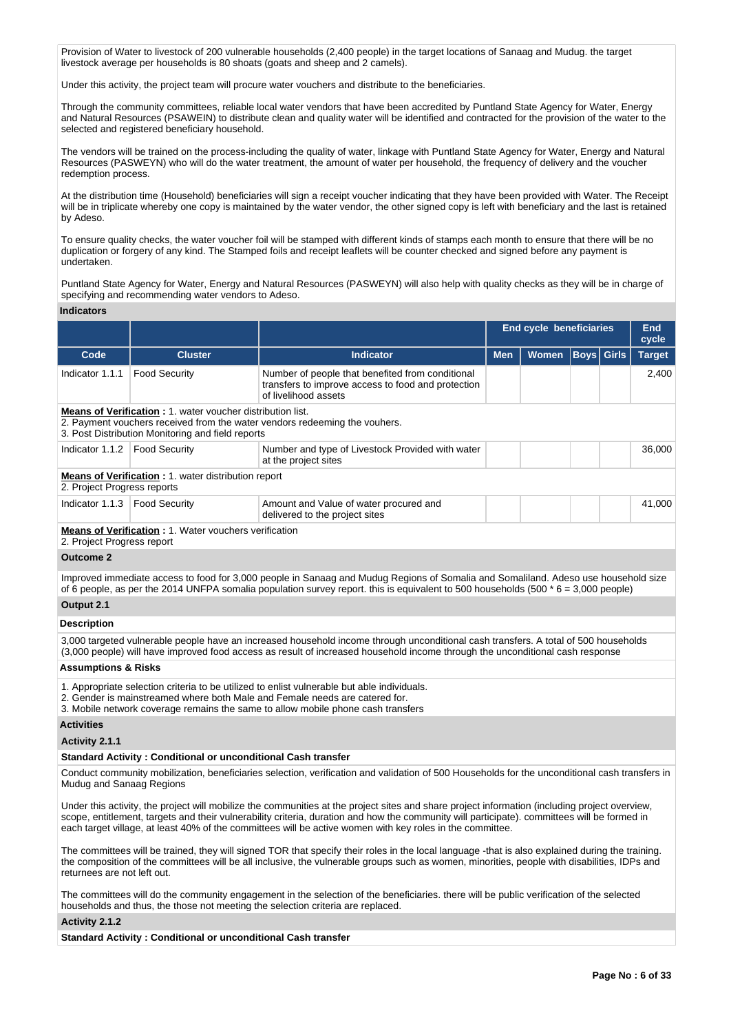Provision of Water to livestock of 200 vulnerable households (2,400 people) in the target locations of Sanaag and Mudug. the target livestock average per households is 80 shoats (goats and sheep and 2 camels).

Under this activity, the project team will procure water vouchers and distribute to the beneficiaries.

Through the community committees, reliable local water vendors that have been accredited by Puntland State Agency for Water, Energy and Natural Resources (PSAWEIN) to distribute clean and quality water will be identified and contracted for the provision of the water to the selected and registered beneficiary household.

The vendors will be trained on the process-including the quality of water, linkage with Puntland State Agency for Water, Energy and Natural Resources (PASWEYN) who will do the water treatment, the amount of water per household, the frequency of delivery and the voucher redemption process.

At the distribution time (Household) beneficiaries will sign a receipt voucher indicating that they have been provided with Water. The Receipt will be in triplicate whereby one copy is maintained by the water vendor, the other signed copy is left with beneficiary and the last is retained by Adeso.

To ensure quality checks, the water voucher foil will be stamped with different kinds of stamps each month to ensure that there will be no duplication or forgery of any kind. The Stamped foils and receipt leaflets will be counter checked and signed before any payment is undertaken.

Puntland State Agency for Water, Energy and Natural Resources (PASWEYN) will also help with quality checks as they will be in charge of specifying and recommending water vendors to Adeso.

**Indicators**

| | | | End cycle beneficiaries | | | | End cycle |
|---|---|---|---|---|---|---|---|
| **Code** | **Cluster** | **Indicator** | **Men** | **Women** | **Boys** | **Girls** | **Target** |
| Indicator 1.1.1 | Food Security | Number of people that benefited from conditional transfers to improve access to food and protection of livelihood assets | | | | | 2,400 |
| **Means of Verification :** 1. water voucher distribution list. 2. Payment vouchers received from the water vendors redeeming the vouhers. 3. Post Distribution Monitoring and field reports | | | | | | | |
| Indicator 1.1.2 | Food Security | Number and type of Livestock Provided with water at the project sites | | | | | 36,000 |
| **Means of Verification :** 1. water distribution report 2. Project Progress reports | | | | | | | |
| Indicator 1.1.3 | Food Security | Amount and Value of water procured and delivered to the project sites | | | | | 41,000 |
| **Means of Verification :** 1. Water vouchers verification 2. Project Progress report | | | | | | | |

**Outcome 2**

Improved immediate access to food for 3,000 people in Sanaag and Mudug Regions of Somalia and Somaliland. Adeso use household size of 6 people, as per the 2014 UNFPA somalia population survey report. this is equivalent to 500 households (500 * 6 = 3,000 people)

**Output 2.1**

**Description**

3,000 targeted vulnerable people have an increased household income through unconditional cash transfers. A total of 500 households (3,000 people) will have improved food access as result of increased household income through the unconditional cash response

**Assumptions & Risks**

1. Appropriate selection criteria to be utilized to enlist vulnerable but able individuals.
2. Gender is mainstreamed where both Male and Female needs are catered for.
3. Mobile network coverage remains the same to allow mobile phone cash transfers

**Activities**

**Activity 2.1.1**

**Standard Activity : Conditional or unconditional Cash transfer**

Conduct community mobilization, beneficiaries selection, verification and validation of 500 Households for the unconditional cash transfers in Mudug and Sanaag Regions

Under this activity, the project will mobilize the communities at the project sites and share project information (including project overview, scope, entitlement, targets and their vulnerability criteria, duration and how the community will participate). committees will be formed in each target village, at least 40% of the committees will be active women with key roles in the committee.

The committees will be trained, they will signed TOR that specify their roles in the local language -that is also explained during the training. the composition of the committees will be all inclusive, the vulnerable groups such as women, minorities, people with disabilities, IDPs and returnees are not left out.

The committees will do the community engagement in the selection of the beneficiaries. there will be public verification of the selected households and thus, the those not meeting the selection criteria are replaced.

**Activity 2.1.2**

**Standard Activity : Conditional or unconditional Cash transfer**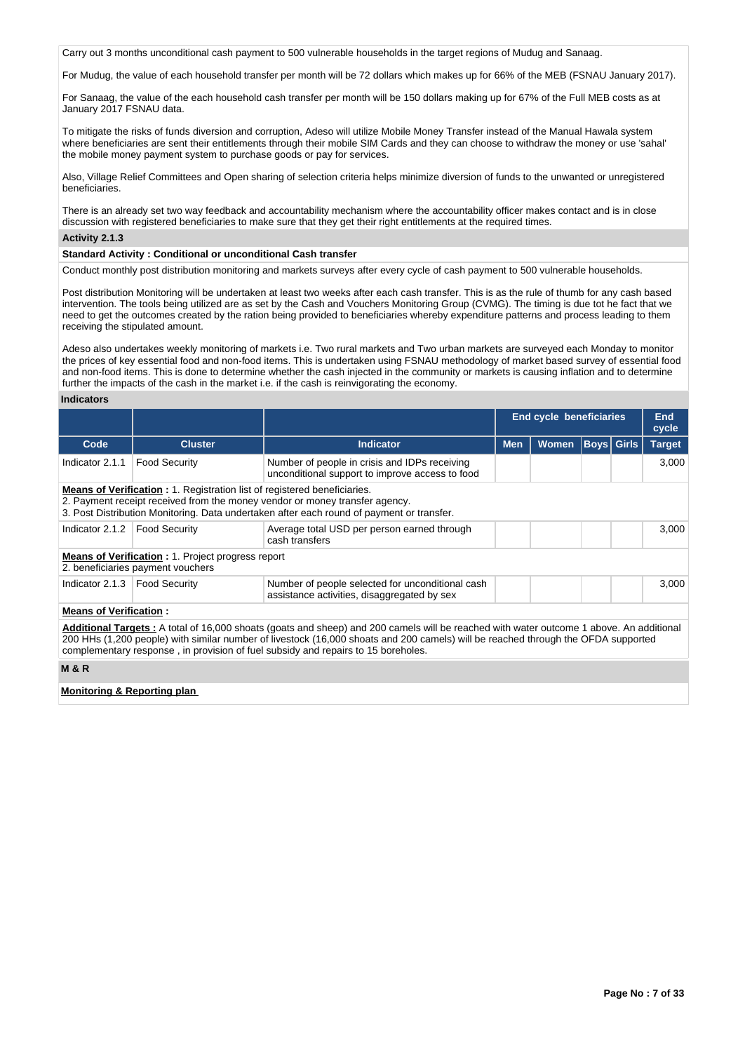Carry out 3 months unconditional cash payment to 500 vulnerable households in the target regions of Mudug and Sanaag.

For Mudug, the value of each household transfer per month will be 72 dollars which makes up for 66% of the MEB (FSNAU January 2017).

For Sanaag, the value of the each household cash transfer per month will be 150 dollars making up for 67% of the Full MEB costs as at January 2017 FSNAU data.

To mitigate the risks of funds diversion and corruption, Adeso will utilize Mobile Money Transfer instead of the Manual Hawala system where beneficiaries are sent their entitlements through their mobile SIM Cards and they can choose to withdraw the money or use 'sahal' the mobile money payment system to purchase goods or pay for services.

Also, Village Relief Committees and Open sharing of selection criteria helps minimize diversion of funds to the unwanted or unregistered beneficiaries.

There is an already set two way feedback and accountability mechanism where the accountability officer makes contact and is in close discussion with registered beneficiaries to make sure that they get their right entitlements at the required times.

**Activity 2.1.3**

**Standard Activity : Conditional or unconditional Cash transfer**

Conduct monthly post distribution monitoring and markets surveys after every cycle of cash payment to 500 vulnerable households.

Post distribution Monitoring will be undertaken at least two weeks after each cash transfer. This is as the rule of thumb for any cash based intervention. The tools being utilized are as set by the Cash and Vouchers Monitoring Group (CVMG). The timing is due tot he fact that we need to get the outcomes created by the ration being provided to beneficiaries whereby expenditure patterns and process leading to them receiving the stipulated amount.

Adeso also undertakes weekly monitoring of markets i.e. Two rural markets and Two urban markets are surveyed each Monday to monitor the prices of key essential food and non-food items. This is undertaken using FSNAU methodology of market based survey of essential food and non-food items. This is done to determine whether the cash injected in the community or markets is causing inflation and to determine further the impacts of the cash in the market i.e. if the cash is reinvigorating the economy.

**Indicators**

| | | | End cycle beneficiaries | | | | End cycle |
|---|---|---|---|---|---|---|---|
| **Code** | **Cluster** | **Indicator** | **Men** | **Women** | **Boys** | **Girls** | **Target** |
| Indicator 2.1.1 | Food Security | Number of people in crisis and IDPs receiving unconditional support to improve access to food | | | | | 3,000 |

**Means of Verification :** 1. Registration list of registered beneficiaries.
2. Payment receipt received from the money vendor or money transfer agency.
3. Post Distribution Monitoring. Data undertaken after each round of payment or transfer.

| Code | Cluster | Indicator | Men | Women | Boys | Girls | Target |
|---|---|---|---|---|---|---|---|
| Indicator 2.1.2 | Food Security | Average total USD per person earned through cash transfers | | | | | 3,000 |

**Means of Verification :** 1. Project progress report
2. beneficiaries payment vouchers

| Code | Cluster | Indicator | Men | Women | Boys | Girls | Target |
|---|---|---|---|---|---|---|---|
| Indicator 2.1.3 | Food Security | Number of people selected for unconditional cash assistance activities, disaggregated by sex | | | | | 3,000 |

**Means of Verification :**

**Additional Targets :** A total of 16,000 shoats (goats and sheep) and 200 camels will be reached with water outcome 1 above. An additional 200 HHs (1,200 people) with similar number of livestock (16,000 shoats and 200 camels) will be reached through the OFDA supported complementary response , in provision of fuel subsidy and repairs to 15 boreholes.

**M & R**

**Monitoring & Reporting plan**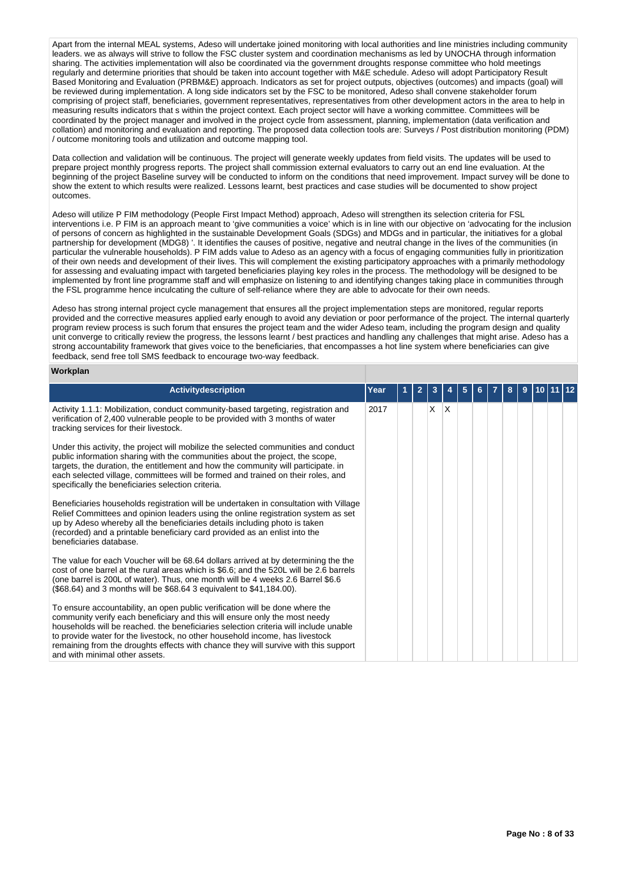Apart from the internal MEAL systems, Adeso will undertake joined monitoring with local authorities and line ministries including community leaders. we as always will strive to follow the FSC cluster system and coordination mechanisms as led by UNOCHA through information sharing. The activities implementation will also be coordinated via the government droughts response committee who hold meetings regularly and determine priorities that should be taken into account together with M&E schedule. Adeso will adopt Participatory Result Based Monitoring and Evaluation (PRBM&E) approach. Indicators as set for project outputs, objectives (outcomes) and impacts (goal) will be reviewed during implementation. A long side indicators set by the FSC to be monitored, Adeso shall convene stakeholder forum comprising of project staff, beneficiaries, government representatives, representatives from other development actors in the area to help in measuring results indicators that s within the project context. Each project sector will have a working committee. Committees will be coordinated by the project manager and involved in the project cycle from assessment, planning, implementation (data verification and collation) and monitoring and evaluation and reporting. The proposed data collection tools are: Surveys / Post distribution monitoring (PDM) / outcome monitoring tools and utilization and outcome mapping tool.

Data collection and validation will be continuous. The project will generate weekly updates from field visits. The updates will be used to prepare project monthly progress reports. The project shall commission external evaluators to carry out an end line evaluation. At the beginning of the project Baseline survey will be conducted to inform on the conditions that need improvement. Impact survey will be done to show the extent to which results were realized. Lessons learnt, best practices and case studies will be documented to show project outcomes.

Adeso will utilize P FIM methodology (People First Impact Method) approach, Adeso will strengthen its selection criteria for FSL interventions i.e. P FIM is an approach meant to 'give communities a voice' which is in line with our objective on 'advocating for the inclusion of persons of concern as highlighted in the sustainable Development Goals (SDGs) and MDGs and in particular, the initiatives for a global partnership for development (MDG8) '. It identifies the causes of positive, negative and neutral change in the lives of the communities (in particular the vulnerable households). P FIM adds value to Adeso as an agency with a focus of engaging communities fully in prioritization of their own needs and development of their lives. This will complement the existing participatory approaches with a primarily methodology for assessing and evaluating impact with targeted beneficiaries playing key roles in the process. The methodology will be designed to be implemented by front line programme staff and will emphasize on listening to and identifying changes taking place in communities through the FSL programme hence inculcating the culture of self-reliance where they are able to advocate for their own needs.

Adeso has strong internal project cycle management that ensures all the project implementation steps are monitored, regular reports provided and the corrective measures applied early enough to avoid any deviation or poor performance of the project. The internal quarterly program review process is such forum that ensures the project team and the wider Adeso team, including the program design and quality unit converge to critically review the progress, the lessons learnt / best practices and handling any challenges that might arise. Adeso has a strong accountability framework that gives voice to the beneficiaries, that encompasses a hot line system where beneficiaries can give feedback, send free toll SMS feedback to encourage two-way feedback.

**Workplan**

| Activitydescription | Year | 1 | 2 | 3 | 4 | 5 | 6 | 7 | 8 | 9 | 10 | 11 | 12 |
|---|---|---|---|---|---|---|---|---|---|---|---|---|---|
| Activity 1.1.1: Mobilization, conduct community-based targeting, registration and verification of 2,400 vulnerable people to be provided with 3 months of water tracking services for their livestock.<br><br>Under this activity, the project will mobilize the selected communities and conduct public information sharing with the communities about the project, the scope, targets, the duration, the entitlement and how the community will participate. in each selected village, committees will be formed and trained on their roles, and specifically the beneficiaries selection criteria.<br><br>Beneficiaries households registration will be undertaken in consultation with Village Relief Committees and opinion leaders using the online registration system as set up by Adeso whereby all the beneficiaries details including photo is taken (recorded) and a printable beneficiary card provided as an enlist into the beneficiaries database.<br><br>The value for each Voucher will be 68.64 dollars arrived at by determining the the cost of one barrel at the rural areas which is $6.6; and the 520L will be 2.6 barrels (one barrel is 200L of water). Thus, one month will be 4 weeks 2.6 Barrel $6.6 ($68.64) and 3 months will be $68.64 3 equivalent to $41,184.00).<br><br>To ensure accountability, an open public verification will be done where the community verify each beneficiary and this will ensure only the most needy households will be reached. the beneficiaries selection criteria will include unable to provide water for the livestock, no other household income, has livestock remaining from the droughts effects with chance they will survive with this support and with minimal other assets. | 2017 | | | X | X | | | | | | | | |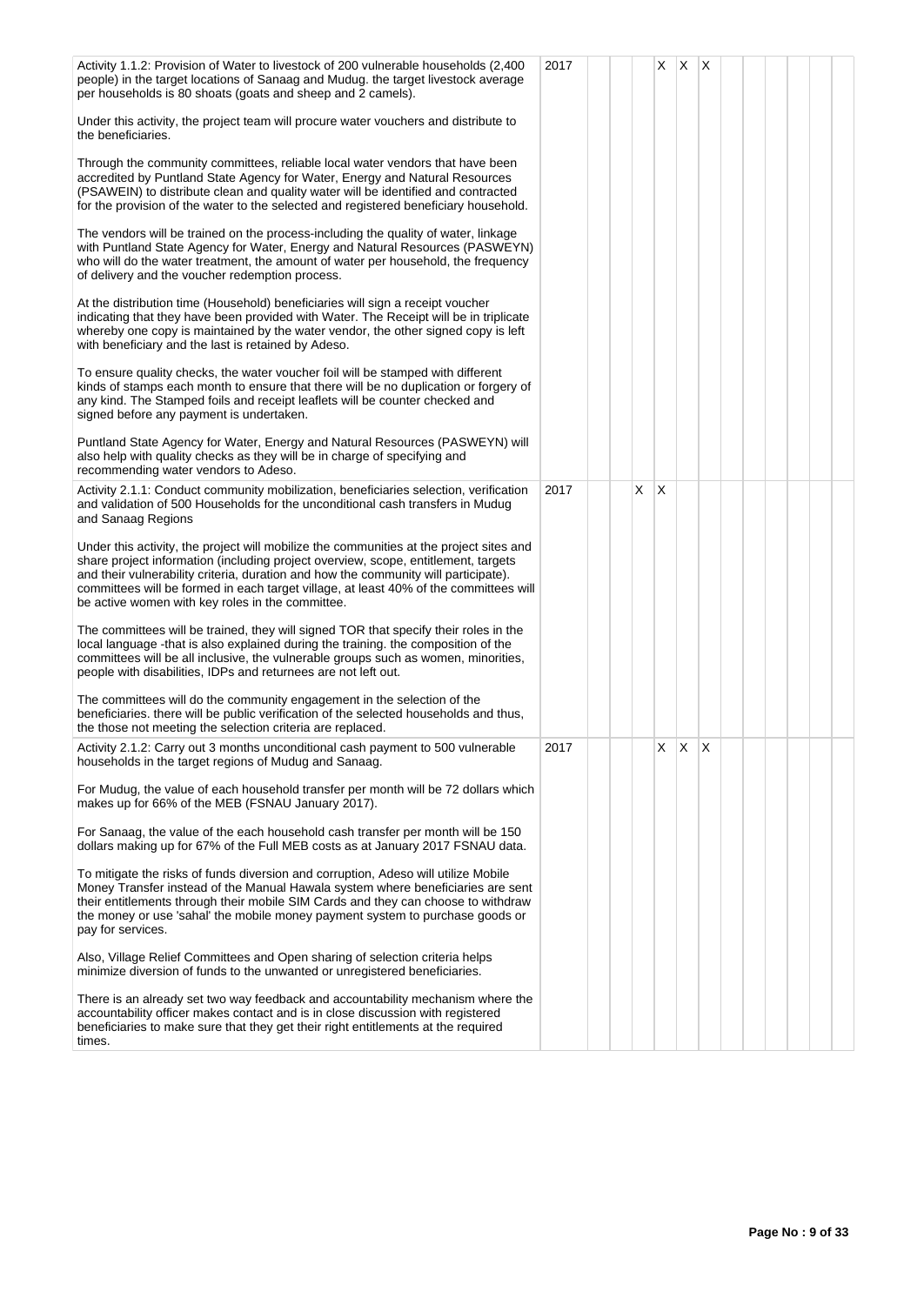| | | | | | | | | | | | | | |
|---|---|---|---|---|---|---|---|---|---|---|---|---|---|
| Activity 1.1.2: Provision of Water to livestock of 200 vulnerable households (2,400 people) in the target locations of Sanaag and Mudug. the target livestock average per households is 80 shoats (goats and sheep and 2 camels).<br><br>Under this activity, the project team will procure water vouchers and distribute to the beneficiaries.<br><br>Through the community committees, reliable local water vendors that have been accredited by Puntland State Agency for Water, Energy and Natural Resources (PSAWEIN) to distribute clean and quality water will be identified and contracted for the provision of the water to the selected and registered beneficiary household.<br><br>The vendors will be trained on the process-including the quality of water, linkage with Puntland State Agency for Water, Energy and Natural Resources (PASWEYN) who will do the water treatment, the amount of water per household, the frequency of delivery and the voucher redemption process.<br><br>At the distribution time (Household) beneficiaries will sign a receipt voucher indicating that they have been provided with Water. The Receipt will be in triplicate whereby one copy is maintained by the water vendor, the other signed copy is left with beneficiary and the last is retained by Adeso.<br><br>To ensure quality checks, the water voucher foil will be stamped with different kinds of stamps each month to ensure that there will be no duplication or forgery of any kind. The Stamped foils and receipt leaflets will be counter checked and signed before any payment is undertaken.<br><br>Puntland State Agency for Water, Energy and Natural Resources (PASWEYN) will also help with quality checks as they will be in charge of specifying and recommending water vendors to Adeso. | 2017 | | | | X | X | X | | | | | | |
| Activity 2.1.1: Conduct community mobilization, beneficiaries selection, verification and validation of 500 Households for the unconditional cash transfers in Mudug and Sanaag Regions<br><br>Under this activity, the project will mobilize the communities at the project sites and share project information (including project overview, scope, entitlement, targets and their vulnerability criteria, duration and how the community will participate). committees will be formed in each target village, at least 40% of the committees will be active women with key roles in the committee.<br><br>The committees will be trained, they will signed TOR that specify their roles in the local language -that is also explained during the training. the composition of the committees will be all inclusive, the vulnerable groups such as women, minorities, people with disabilities, IDPs and returnees are not left out.<br><br>The committees will do the community engagement in the selection of the beneficiaries. there will be public verification of the selected households and thus, the those not meeting the selection criteria are replaced. | 2017 | | | X | X | | | | | | | | |
| Activity 2.1.2: Carry out 3 months unconditional cash payment to 500 vulnerable households in the target regions of Mudug and Sanaag.<br><br>For Mudug, the value of each household transfer per month will be 72 dollars which makes up for 66% of the MEB (FSNAU January 2017).<br><br>For Sanaag, the value of the each household cash transfer per month will be 150 dollars making up for 67% of the Full MEB costs as at January 2017 FSNAU data.<br><br>To mitigate the risks of funds diversion and corruption, Adeso will utilize Mobile Money Transfer instead of the Manual Hawala system where beneficiaries are sent their entitlements through their mobile SIM Cards and they can choose to withdraw the money or use 'sahal' the mobile money payment system to purchase goods or pay for services.<br><br>Also, Village Relief Committees and Open sharing of selection criteria helps minimize diversion of funds to the unwanted or unregistered beneficiaries.<br><br>There is an already set two way feedback and accountability mechanism where the accountability officer makes contact and is in close discussion with registered beneficiaries to make sure that they get their right entitlements at the required times. | 2017 | | | | X | X | X | | | | | | |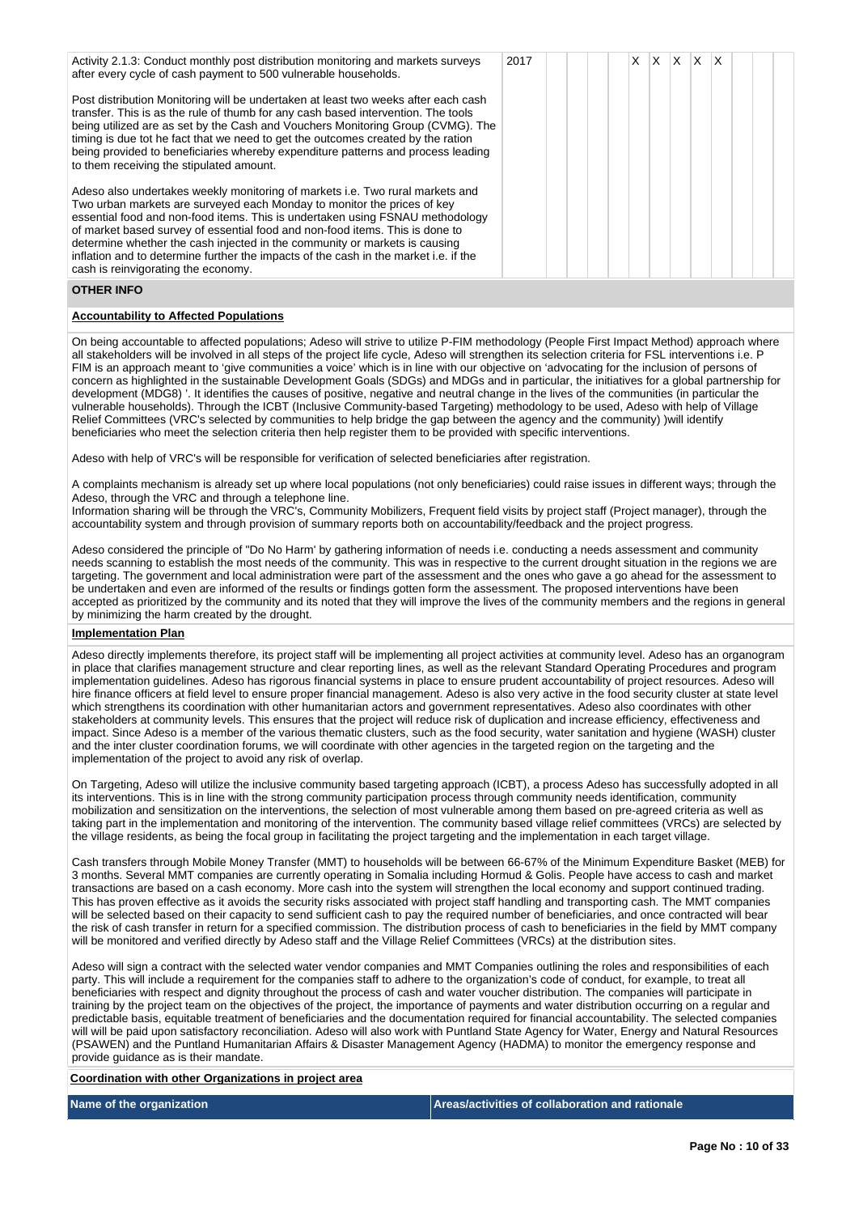| Activity | Year | | | | | | | | | | | | |
|---|---|---|---|---|---|---|---|---|---|---|---|---|---|
| Activity 2.1.3: Conduct monthly post distribution monitoring and markets surveys after every cycle of cash payment to 500 vulnerable households.<br><br>Post distribution Monitoring will be undertaken at least two weeks after each cash transfer. This is as the rule of thumb for any cash based intervention. The tools being utilized are as set by the Cash and Vouchers Monitoring Group (CVMG). The timing is due tot he fact that we need to get the outcomes created by the ration being provided to beneficiaries whereby expenditure patterns and process leading to them receiving the stipulated amount.<br><br>Adeso also undertakes weekly monitoring of markets i.e. Two rural markets and Two urban markets are surveyed each Monday to monitor the prices of key essential food and non-food items. This is undertaken using FSNAU methodology of market based survey of essential food and non-food items. This is done to determine whether the cash injected in the community or markets is causing inflation and to determine further the impacts of the cash in the market i.e. if the cash is reinvigorating the economy. | 2017 | | | | | X | X | X | X | X | | | |

## OTHER INFO

### Accountability to Affected Populations

On being accountable to affected populations; Adeso will strive to utilize P-FIM methodology (People First Impact Method) approach where all stakeholders will be involved in all steps of the project life cycle, Adeso will strengthen its selection criteria for FSL interventions i.e. P FIM is an approach meant to 'give communities a voice' which is in line with our objective on 'advocating for the inclusion of persons of concern as highlighted in the sustainable Development Goals (SDGs) and MDGs and in particular, the initiatives for a global partnership for development (MDG8) '. It identifies the causes of positive, negative and neutral change in the lives of the communities (in particular the vulnerable households). Through the ICBT (Inclusive Community-based Targeting) methodology to be used, Adeso with help of Village Relief Committees (VRC's selected by communities to help bridge the gap between the agency and the community) )will identify beneficiaries who meet the selection criteria then help register them to be provided with specific interventions.

Adeso with help of VRC's will be responsible for verification of selected beneficiaries after registration.

A complaints mechanism is already set up where local populations (not only beneficiaries) could raise issues in different ways; through the Adeso, through the VRC and through a telephone line.
Information sharing will be through the VRC's, Community Mobilizers, Frequent field visits by project staff (Project manager), through the accountability system and through provision of summary reports both on accountability/feedback and the project progress.

Adeso considered the principle of "Do No Harm' by gathering information of needs i.e. conducting a needs assessment and community needs scanning to establish the most needs of the community. This was in respective to the current drought situation in the regions we are targeting. The government and local administration were part of the assessment and the ones who gave a go ahead for the assessment to be undertaken and even are informed of the results or findings gotten form the assessment. The proposed interventions have been accepted as prioritized by the community and its noted that they will improve the lives of the community members and the regions in general by minimizing the harm created by the drought.

### Implementation Plan

Adeso directly implements therefore, its project staff will be implementing all project activities at community level. Adeso has an organogram in place that clarifies management structure and clear reporting lines, as well as the relevant Standard Operating Procedures and program implementation guidelines. Adeso has rigorous financial systems in place to ensure prudent accountability of project resources. Adeso will hire finance officers at field level to ensure proper financial management. Adeso is also very active in the food security cluster at state level which strengthens its coordination with other humanitarian actors and government representatives. Adeso also coordinates with other stakeholders at community levels. This ensures that the project will reduce risk of duplication and increase efficiency, effectiveness and impact. Since Adeso is a member of the various thematic clusters, such as the food security, water sanitation and hygiene (WASH) cluster and the inter cluster coordination forums, we will coordinate with other agencies in the targeted region on the targeting and the implementation of the project to avoid any risk of overlap.

On Targeting, Adeso will utilize the inclusive community based targeting approach (ICBT), a process Adeso has successfully adopted in all its interventions. This is in line with the strong community participation process through community needs identification, community mobilization and sensitization on the interventions, the selection of most vulnerable among them based on pre-agreed criteria as well as taking part in the implementation and monitoring of the intervention. The community based village relief committees (VRCs) are selected by the village residents, as being the focal group in facilitating the project targeting and the implementation in each target village.

Cash transfers through Mobile Money Transfer (MMT) to households will be between 66-67% of the Minimum Expenditure Basket (MEB) for 3 months. Several MMT companies are currently operating in Somalia including Hormud & Golis. People have access to cash and market transactions are based on a cash economy. More cash into the system will strengthen the local economy and support continued trading. This has proven effective as it avoids the security risks associated with project staff handling and transporting cash. The MMT companies will be selected based on their capacity to send sufficient cash to pay the required number of beneficiaries, and once contracted will bear the risk of cash transfer in return for a specified commission. The distribution process of cash to beneficiaries in the field by MMT company will be monitored and verified directly by Adeso staff and the Village Relief Committees (VRCs) at the distribution sites.

Adeso will sign a contract with the selected water vendor companies and MMT Companies outlining the roles and responsibilities of each party. This will include a requirement for the companies staff to adhere to the organization's code of conduct, for example, to treat all beneficiaries with respect and dignity throughout the process of cash and water voucher distribution. The companies will participate in training by the project team on the objectives of the project, the importance of payments and water distribution occurring on a regular and predictable basis, equitable treatment of beneficiaries and the documentation required for financial accountability. The selected companies will will be paid upon satisfactory reconciliation. Adeso will also work with Puntland State Agency for Water, Energy and Natural Resources (PSAWEN) and the Puntland Humanitarian Affairs & Disaster Management Agency (HADMA) to monitor the emergency response and provide guidance as is their mandate.

### Coordination with other Organizations in project area

| Name of the organization | Areas/activities of collaboration and rationale |
|---|---|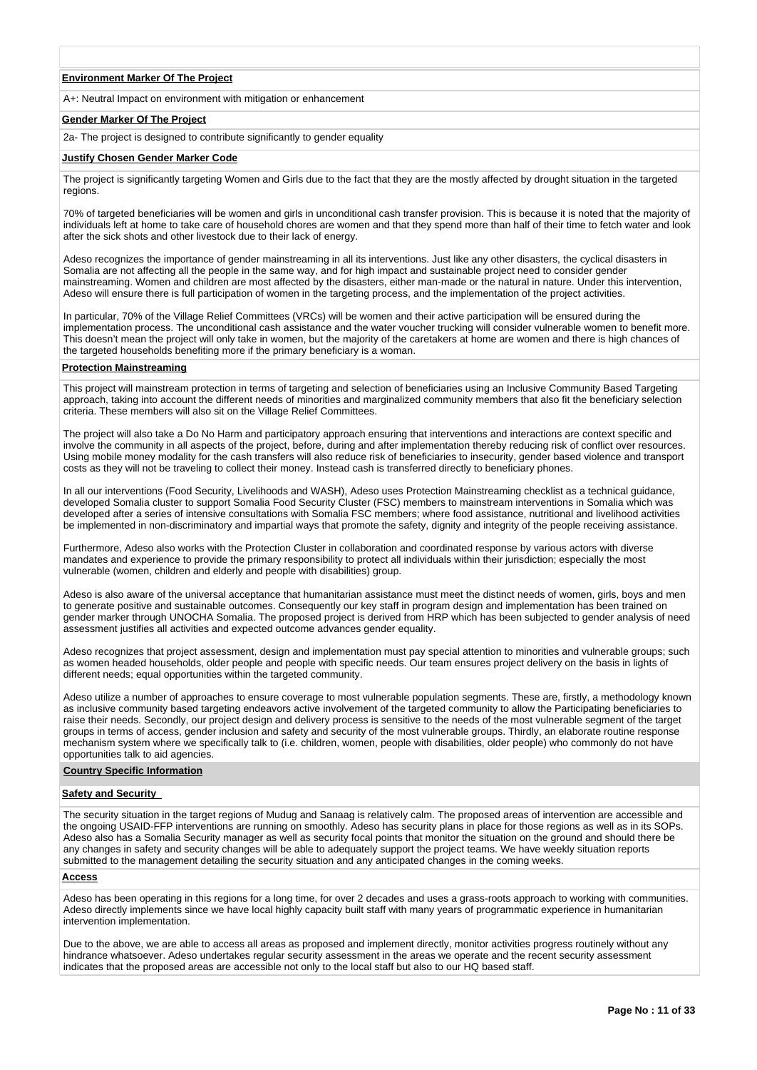**Environment Marker Of The Project**

A+: Neutral Impact on environment with mitigation or enhancement

**Gender Marker Of The Project**

2a- The project is designed to contribute significantly to gender equality

**Justify Chosen Gender Marker Code**

The project is significantly targeting Women and Girls due to the fact that they are the mostly affected by drought situation in the targeted regions.

70% of targeted beneficiaries will be women and girls in unconditional cash transfer provision. This is because it is noted that the majority of individuals left at home to take care of household chores are women and that they spend more than half of their time to fetch water and look after the sick shots and other livestock due to their lack of energy.

Adeso recognizes the importance of gender mainstreaming in all its interventions. Just like any other disasters, the cyclical disasters in Somalia are not affecting all the people in the same way, and for high impact and sustainable project need to consider gender mainstreaming. Women and children are most affected by the disasters, either man-made or the natural in nature. Under this intervention, Adeso will ensure there is full participation of women in the targeting process, and the implementation of the project activities.

In particular, 70% of the Village Relief Committees (VRCs) will be women and their active participation will be ensured during the implementation process. The unconditional cash assistance and the water voucher trucking will consider vulnerable women to benefit more. This doesn't mean the project will only take in women, but the majority of the caretakers at home are women and there is high chances of the targeted households benefiting more if the primary beneficiary is a woman.

**Protection Mainstreaming**

This project will mainstream protection in terms of targeting and selection of beneficiaries using an Inclusive Community Based Targeting approach, taking into account the different needs of minorities and marginalized community members that also fit the beneficiary selection criteria. These members will also sit on the Village Relief Committees.

The project will also take a Do No Harm and participatory approach ensuring that interventions and interactions are context specific and involve the community in all aspects of the project, before, during and after implementation thereby reducing risk of conflict over resources. Using mobile money modality for the cash transfers will also reduce risk of beneficiaries to insecurity, gender based violence and transport costs as they will not be traveling to collect their money. Instead cash is transferred directly to beneficiary phones.

In all our interventions (Food Security, Livelihoods and WASH), Adeso uses Protection Mainstreaming checklist as a technical guidance, developed Somalia cluster to support Somalia Food Security Cluster (FSC) members to mainstream interventions in Somalia which was developed after a series of intensive consultations with Somalia FSC members; where food assistance, nutritional and livelihood activities be implemented in non-discriminatory and impartial ways that promote the safety, dignity and integrity of the people receiving assistance.

Furthermore, Adeso also works with the Protection Cluster in collaboration and coordinated response by various actors with diverse mandates and experience to provide the primary responsibility to protect all individuals within their jurisdiction; especially the most vulnerable (women, children and elderly and people with disabilities) group.

Adeso is also aware of the universal acceptance that humanitarian assistance must meet the distinct needs of women, girls, boys and men to generate positive and sustainable outcomes. Consequently our key staff in program design and implementation has been trained on gender marker through UNOCHA Somalia. The proposed project is derived from HRP which has been subjected to gender analysis of need assessment justifies all activities and expected outcome advances gender equality.

Adeso recognizes that project assessment, design and implementation must pay special attention to minorities and vulnerable groups; such as women headed households, older people and people with specific needs. Our team ensures project delivery on the basis in lights of different needs; equal opportunities within the targeted community.

Adeso utilize a number of approaches to ensure coverage to most vulnerable population segments. These are, firstly, a methodology known as inclusive community based targeting endeavors active involvement of the targeted community to allow the Participating beneficiaries to raise their needs. Secondly, our project design and delivery process is sensitive to the needs of the most vulnerable segment of the target groups in terms of access, gender inclusion and safety and security of the most vulnerable groups. Thirdly, an elaborate routine response mechanism system where we specifically talk to (i.e. children, women, people with disabilities, older people) who commonly do not have opportunities talk to aid agencies.

**Country Specific Information**

**Safety and Security**

The security situation in the target regions of Mudug and Sanaag is relatively calm. The proposed areas of intervention are accessible and the ongoing USAID-FFP interventions are running on smoothly. Adeso has security plans in place for those regions as well as in its SOPs. Adeso also has a Somalia Security manager as well as security focal points that monitor the situation on the ground and should there be any changes in safety and security changes will be able to adequately support the project teams. We have weekly situation reports submitted to the management detailing the security situation and any anticipated changes in the coming weeks.

**Access**

Adeso has been operating in this regions for a long time, for over 2 decades and uses a grass-roots approach to working with communities. Adeso directly implements since we have local highly capacity built staff with many years of programmatic experience in humanitarian intervention implementation.

Due to the above, we are able to access all areas as proposed and implement directly, monitor activities progress routinely without any hindrance whatsoever. Adeso undertakes regular security assessment in the areas we operate and the recent security assessment indicates that the proposed areas are accessible not only to the local staff but also to our HQ based staff.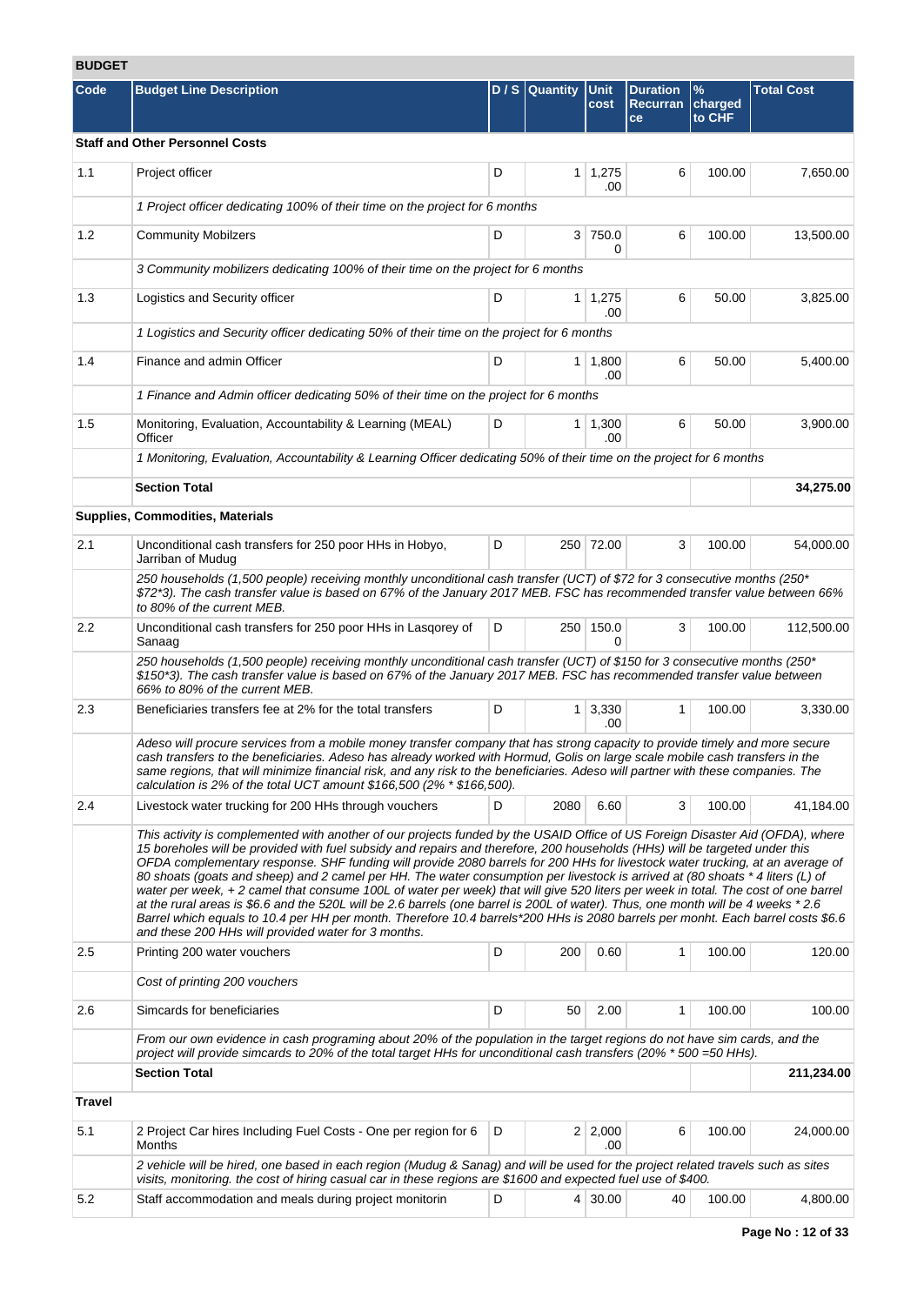## BUDGET

| Code | Budget Line Description | D / S | Quantity | Unit cost | Duration Recurrance | % charged to CHF | Total Cost |
|---|---|---|---|---|---|---|---|
| **Staff and Other Personnel Costs** | | | | | | | |
| 1.1 | Project officer | D | 1 | 1,275.00 | 6 | 100.00 | 7,650.00 |
| | *1 Project officer dedicating 100% of their time on the project for 6 months* | | | | | | |
| 1.2 | Community Mobilzers | D | 3 | 750.00 | 6 | 100.00 | 13,500.00 |
| | *3 Community mobilizers dedicating 100% of their time on the project for 6 months* | | | | | | |
| 1.3 | Logistics and Security officer | D | 1 | 1,275.00 | 6 | 50.00 | 3,825.00 |
| | *1 Logistics and Security officer dedicating 50% of their time on the project for 6 months* | | | | | | |
| 1.4 | Finance and admin Officer | D | 1 | 1,800.00 | 6 | 50.00 | 5,400.00 |
| | *1 Finance and Admin officer dedicating 50% of their time on the project for 6 months* | | | | | | |
| 1.5 | Monitoring, Evaluation, Accountability & Learning (MEAL) Officer | D | 1 | 1,300.00 | 6 | 50.00 | 3,900.00 |
| | *1 Monitoring, Evaluation, Accountability & Learning Officer dedicating 50% of their time on the project for 6 months* | | | | | | |
| | **Section Total** | | | | | | **34,275.00** |
| **Supplies, Commodities, Materials** | | | | | | | |
| 2.1 | Unconditional cash transfers for 250 poor HHs in Hobyo, Jarriban of Mudug | D | 250 | 72.00 | 3 | 100.00 | 54,000.00 |
| | *250 households (1,500 people) receiving monthly unconditional cash transfer (UCT) of $72 for 3 consecutive months (250* $72*3). The cash transfer value is based on 67% of the January 2017 MEB. FSC has recommended transfer value between 66% to 80% of the current MEB.* | | | | | | |
| 2.2 | Unconditional cash transfers for 250 poor HHs in Lasqorey of Sanaag | D | 250 | 150.00 | 3 | 100.00 | 112,500.00 |
| | *250 households (1,500 people) receiving monthly unconditional cash transfer (UCT) of $150 for 3 consecutive months (250* $150*3). The cash transfer value is based on 67% of the January 2017 MEB. FSC has recommended transfer value between 66% to 80% of the current MEB.* | | | | | | |
| 2.3 | Beneficiaries transfers fee at 2% for the total transfers | D | 1 | 3,330.00 | 1 | 100.00 | 3,330.00 |
| | *Adeso will procure services from a mobile money transfer company that has strong capacity to provide timely and more secure cash transfers to the beneficiaries. Adeso has already worked with Hormud, Golis on large scale mobile cash transfers in the same regions, that will minimize financial risk, and any risk to the beneficiaries. Adeso will partner with these companies. The calculation is 2% of the total UCT amount $166,500 (2% * $166,500).* | | | | | | |
| 2.4 | Livestock water trucking for 200 HHs through vouchers | D | 2080 | 6.60 | 3 | 100.00 | 41,184.00 |
| | *This activity is complemented with another of our projects funded by the USAID Office of US Foreign Disaster Aid (OFDA), where 15 boreholes will be provided with fuel subsidy and repairs and therefore, 200 households (HHs) will be targeted under this OFDA complementary response. SHF funding will provide 2080 barrels for 200 HHs for livestock water trucking, at an average of 80 shoats (goats and sheep) and 2 camel per HH. The water consumption per livestock is arrived at (80 shoats * 4 liters (L) of water per week, + 2 camel that consume 100L of water per week) that will give 520 liters per week in total. The cost of one barrel at the rural areas is $6.6 and the 520L will be 2.6 barrels (one barrel is 200L of water). Thus, one month will be 4 weeks * 2.6 Barrel which equals to 10.4 per HH per month. Therefore 10.4 barrels*200 HHs is 2080 barrels per monht. Each barrel costs $6.6 and these 200 HHs will provided water for 3 months.* | | | | | | |
| 2.5 | Printing 200 water vouchers | D | 200 | 0.60 | 1 | 100.00 | 120.00 |
| | *Cost of printing 200 vouchers* | | | | | | |
| 2.6 | Simcards for beneficiaries | D | 50 | 2.00 | 1 | 100.00 | 100.00 |
| | *From our own evidence in cash programing about 20% of the population in the target regions do not have sim cards, and the project will provide simcards to 20% of the total target HHs for unconditional cash transfers (20% * 500 =50 HHs).* | | | | | | |
| | **Section Total** | | | | | | **211,234.00** |
| **Travel** | | | | | | | |
| 5.1 | 2 Project Car hires Including Fuel Costs - One per region for 6 Months | D | 2 | 2,000.00 | 6 | 100.00 | 24,000.00 |
| | *2 vehicle will be hired, one based in each region (Mudug & Sanag) and will be used for the project related travels such as sites visits, monitoring. the cost of hiring casual car in these regions are $1600 and expected fuel use of $400.* | | | | | | |
| 5.2 | Staff accommodation and meals during project monitorin | D | 4 | 30.00 | 40 | 100.00 | 4,800.00 |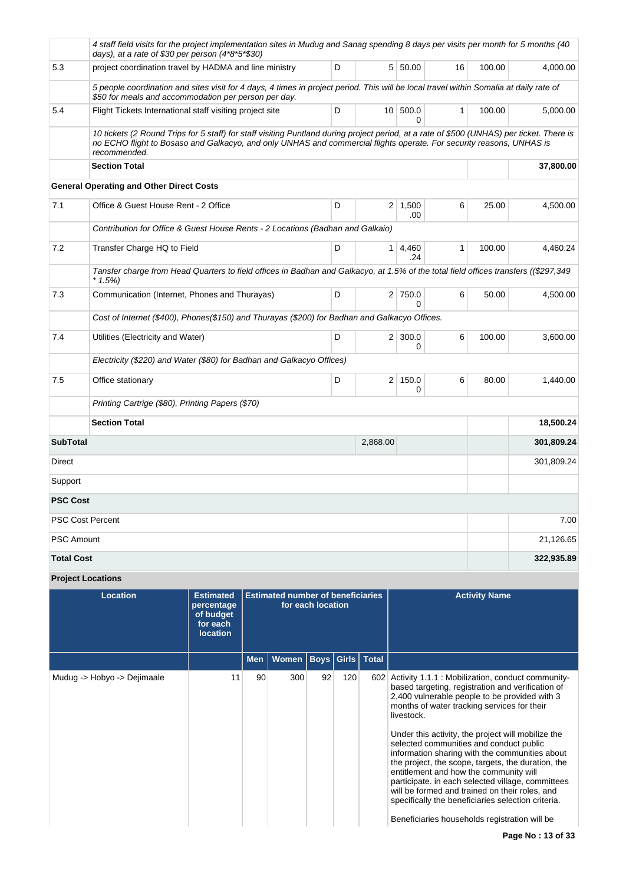| | | | | | | | |
|---|---|---|---|---|---|---|---|
| | *4 staff field visits for the project implementation sites in Mudug and Sanag spending 8 days per visits per month for 5 months (40 days), at a rate of $30 per person (4*8*5*$30)* | | | | | | |
| 5.3 | project coordination travel by HADMA and line ministry | D | 5 | 50.00 | 16 | 100.00 | 4,000.00 |
| | *5 people coordination and sites visit for 4 days, 4 times in project period. This will be local travel within Somalia at daily rate of $50 for meals and accommodation per person per day.* | | | | | | |
| 5.4 | Flight Tickets International staff visiting project site | D | 10 | 500.00 | 1 | 100.00 | 5,000.00 |
| | *10 tickets (2 Round Trips for 5 staff) for staff visiting Puntland during project period, at a rate of $500 (UNHAS) per ticket. There is no ECHO flight to Bosaso and Galkacyo, and only UNHAS and commercial flights operate. For security reasons, UNHAS is recommended.* | | | | | | |
| | **Section Total** | | | | | | **37,800.00** |
| **General Operating and Other Direct Costs** | | | | | | | |
| 7.1 | Office & Guest House Rent - 2 Office | D | 2 | 1,500.00 | 6 | 25.00 | 4,500.00 |
| | *Contribution for Office & Guest House Rents - 2 Locations (Badhan and Galkaio)* | | | | | | |
| 7.2 | Transfer Charge HQ to Field | D | 1 | 4,460.24 | 1 | 100.00 | 4,460.24 |
| | *Tansfer charge from Head Quarters to field offices in Badhan and Galkacyo, at 1.5% of the total field offices transfers (($297,349 * 1.5%)* | | | | | | |
| 7.3 | Communication (Internet, Phones and Thurayas) | D | 2 | 750.00 | 6 | 50.00 | 4,500.00 |
| | *Cost of Internet ($400), Phones($150) and Thurayas ($200) for Badhan and Galkacyo Offices.* | | | | | | |
| 7.4 | Utilities (Electricity and Water) | D | 2 | 300.00 | 6 | 100.00 | 3,600.00 |
| | *Electricity ($220) and Water ($80) for Badhan and Galkacyo Offices)* | | | | | | |
| 7.5 | Office stationary | D | 2 | 150.00 | 6 | 80.00 | 1,440.00 |
| | *Printing Cartrige ($80), Printing Papers ($70)* | | | | | | |
| | **Section Total** | | | | | | **18,500.24** |
| **SubTotal** | | | 2,868.00 | | | | **301,809.24** |
| Direct | | | | | | | 301,809.24 |
| Support | | | | | | | |
| **PSC Cost** | | | | | | | |
| PSC Cost Percent | | | | | | | 7.00 |
| PSC Amount | | | | | | | 21,126.65 |
| **Total Cost** | | | | | | | **322,935.89** |

**Project Locations**

| Location | Estimated percentage of budget for each location | Estimated number of beneficiaries for each location | | | | | Activity Name |
|---|---|---|---|---|---|---|---|
| | | Men | Women | Boys | Girls | Total | |
| Mudug -> Hobyo -> Dejimaale | 11 | 90 | 300 | 92 | 120 | 602 | Activity 1.1.1 : Mobilization, conduct community-based targeting, registration and verification of 2,400 vulnerable people to be provided with 3 months of water tracking services for their livestock.<br><br>Under this activity, the project will mobilize the selected communities and conduct public information sharing with the communities about the project, the scope, targets, the duration, the entitlement and how the community will participate. in each selected village, committees will be formed and trained on their roles, and specifically the beneficiaries selection criteria.<br><br>Beneficiaries households registration will be |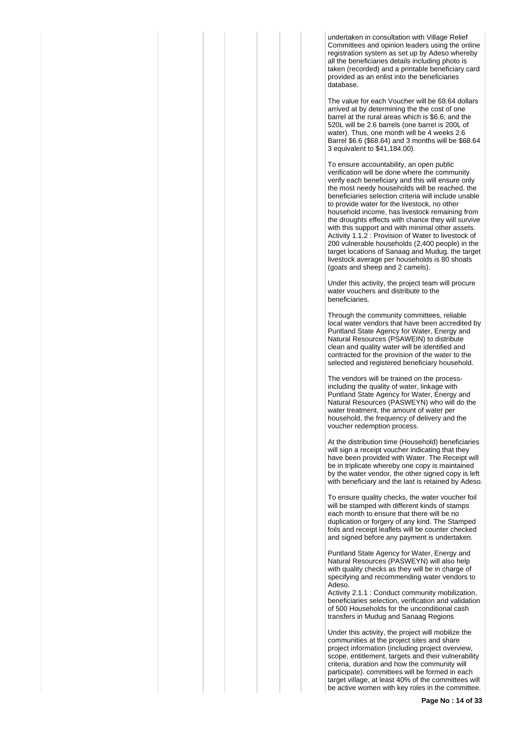undertaken in consultation with Village Relief Committees and opinion leaders using the online registration system as set up by Adeso whereby all the beneficiaries details including photo is taken (recorded) and a printable beneficiary card provided as an enlist into the beneficiaries database.

The value for each Voucher will be 68.64 dollars arrived at by determining the the cost of one barrel at the rural areas which is $6.6; and the 520L will be 2.6 barrels (one barrel is 200L of water). Thus, one month will be 4 weeks 2.6 Barrel $6.6 ($68.64) and 3 months will be $68.64 3 equivalent to $41,184.00).

To ensure accountability, an open public verification will be done where the community verify each beneficiary and this will ensure only the most needy households will be reached. the beneficiaries selection criteria will include unable to provide water for the livestock, no other household income, has livestock remaining from the droughts effects with chance they will survive with this support and with minimal other assets.
Activity 1.1.2 : Provision of Water to livestock of 200 vulnerable households (2,400 people) in the target locations of Sanaag and Mudug. the target livestock average per households is 80 shoats (goats and sheep and 2 camels).

Under this activity, the project team will procure water vouchers and distribute to the beneficiaries.

Through the community committees, reliable local water vendors that have been accredited by Puntland State Agency for Water, Energy and Natural Resources (PSAWEIN) to distribute clean and quality water will be identified and contracted for the provision of the water to the selected and registered beneficiary household.

The vendors will be trained on the process- including the quality of water, linkage with Puntland State Agency for Water, Energy and Natural Resources (PASWEYN) who will do the water treatment, the amount of water per household, the frequency of delivery and the voucher redemption process.

At the distribution time (Household) beneficiaries will sign a receipt voucher indicating that they have been provided with Water. The Receipt will be in triplicate whereby one copy is maintained by the water vendor, the other signed copy is left with beneficiary and the last is retained by Adeso.

To ensure quality checks, the water voucher foil will be stamped with different kinds of stamps each month to ensure that there will be no duplication or forgery of any kind. The Stamped foils and receipt leaflets will be counter checked and signed before any payment is undertaken.

Puntland State Agency for Water, Energy and Natural Resources (PASWEYN) will also help with quality checks as they will be in charge of specifying and recommending water vendors to Adeso.
Activity 2.1.1 : Conduct community mobilization, beneficiaries selection, verification and validation of 500 Households for the unconditional cash transfers in Mudug and Sanaag Regions

Under this activity, the project will mobilize the communities at the project sites and share project information (including project overview, scope, entitlement, targets and their vulnerability criteria, duration and how the community will participate). committees will be formed in each target village, at least 40% of the committees will be active women with key roles in the committee.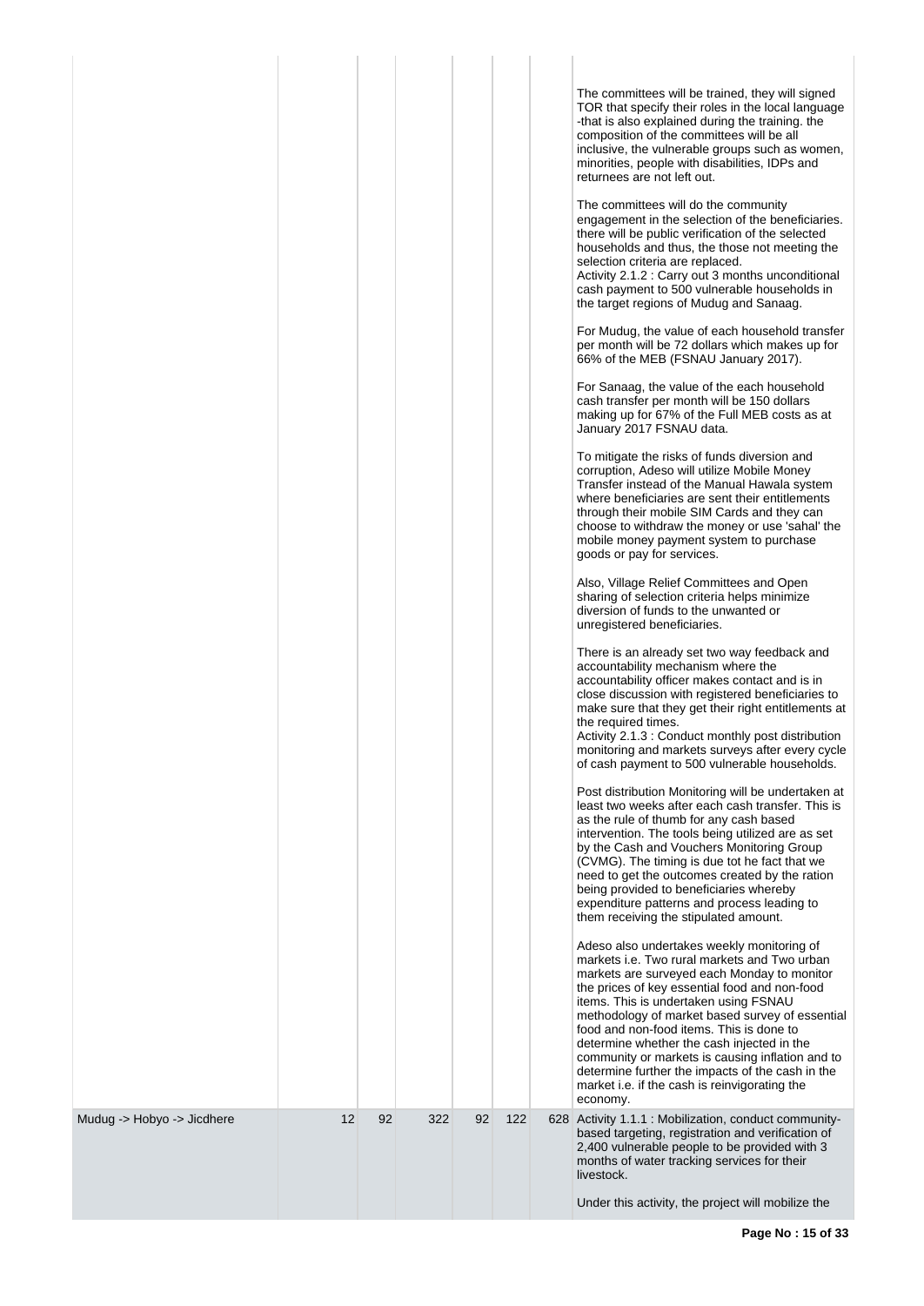| | | | | | | | |
|---|---|---|---|---|---|---|---|
| | | | | | | | The committees will be trained, they will signed TOR that specify their roles in the local language -that is also explained during the training. the composition of the committees will be all inclusive, the vulnerable groups such as women, minorities, people with disabilities, IDPs and returnees are not left out.<br><br>The committees will do the community engagement in the selection of the beneficiaries. there will be public verification of the selected households and thus, the those not meeting the selection criteria are replaced.<br>Activity 2.1.2 : Carry out 3 months unconditional cash payment to 500 vulnerable households in the target regions of Mudug and Sanaag.<br><br>For Mudug, the value of each household transfer per month will be 72 dollars which makes up for 66% of the MEB (FSNAU January 2017).<br><br>For Sanaag, the value of the each household cash transfer per month will be 150 dollars making up for 67% of the Full MEB costs as at January 2017 FSNAU data.<br><br>To mitigate the risks of funds diversion and corruption, Adeso will utilize Mobile Money Transfer instead of the Manual Hawala system where beneficiaries are sent their entitlements through their mobile SIM Cards and they can choose to withdraw the money or use 'sahal' the mobile money payment system to purchase goods or pay for services.<br><br>Also, Village Relief Committees and Open sharing of selection criteria helps minimize diversion of funds to the unwanted or unregistered beneficiaries.<br><br>There is an already set two way feedback and accountability mechanism where the accountability officer makes contact and is in close discussion with registered beneficiaries to make sure that they get their right entitlements at the required times.<br>Activity 2.1.3 : Conduct monthly post distribution monitoring and markets surveys after every cycle of cash payment to 500 vulnerable households.<br><br>Post distribution Monitoring will be undertaken at least two weeks after each cash transfer. This is as the rule of thumb for any cash based intervention. The tools being utilized are as set by the Cash and Vouchers Monitoring Group (CVMG). The timing is due tot he fact that we need to get the outcomes created by the ration being provided to beneficiaries whereby expenditure patterns and process leading to them receiving the stipulated amount.<br><br>Adeso also undertakes weekly monitoring of markets i.e. Two rural markets and Two urban markets are surveyed each Monday to monitor the prices of key essential food and non-food items. This is undertaken using FSNAU methodology of market based survey of essential food and non-food items. This is done to determine whether the cash injected in the community or markets is causing inflation and to determine further the impacts of the cash in the market i.e. if the cash is reinvigorating the economy. |
| Mudug -> Hobyo -> Jicdhere | 12 | 92 | 322 | 92 | 122 | 628 | Activity 1.1.1 : Mobilization, conduct community-based targeting, registration and verification of 2,400 vulnerable people to be provided with 3 months of water tracking services for their livestock.<br><br>Under this activity, the project will mobilize the |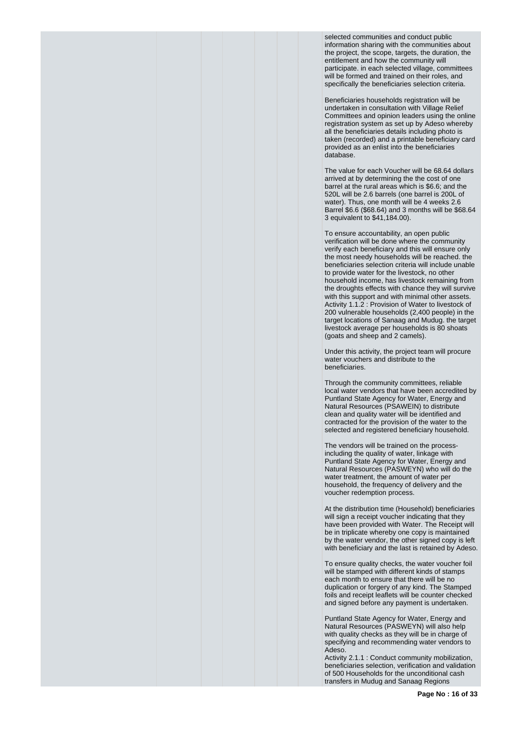selected communities and conduct public information sharing with the communities about the project, the scope, targets, the duration, the entitlement and how the community will participate. in each selected village, committees will be formed and trained on their roles, and specifically the beneficiaries selection criteria.

Beneficiaries households registration will be undertaken in consultation with Village Relief Committees and opinion leaders using the online registration system as set up by Adeso whereby all the beneficiaries details including photo is taken (recorded) and a printable beneficiary card provided as an enlist into the beneficiaries database.

The value for each Voucher will be 68.64 dollars arrived at by determining the the cost of one barrel at the rural areas which is $6.6; and the 520L will be 2.6 barrels (one barrel is 200L of water). Thus, one month will be 4 weeks 2.6 Barrel $6.6 ($68.64) and 3 months will be $68.64 3 equivalent to $41,184.00).

To ensure accountability, an open public verification will be done where the community verify each beneficiary and this will ensure only the most needy households will be reached. the beneficiaries selection criteria will include unable to provide water for the livestock, no other household income, has livestock remaining from the droughts effects with chance they will survive with this support and with minimal other assets.
Activity 1.1.2 : Provision of Water to livestock of 200 vulnerable households (2,400 people) in the target locations of Sanaag and Mudug. the target livestock average per households is 80 shoats (goats and sheep and 2 camels).

Under this activity, the project team will procure water vouchers and distribute to the beneficiaries.

Through the community committees, reliable local water vendors that have been accredited by Puntland State Agency for Water, Energy and Natural Resources (PSAWEIN) to distribute clean and quality water will be identified and contracted for the provision of the water to the selected and registered beneficiary household.

The vendors will be trained on the process- including the quality of water, linkage with Puntland State Agency for Water, Energy and Natural Resources (PASWEYN) who will do the water treatment, the amount of water per household, the frequency of delivery and the voucher redemption process.

At the distribution time (Household) beneficiaries will sign a receipt voucher indicating that they have been provided with Water. The Receipt will be in triplicate whereby one copy is maintained by the water vendor, the other signed copy is left with beneficiary and the last is retained by Adeso.

To ensure quality checks, the water voucher foil will be stamped with different kinds of stamps each month to ensure that there will be no duplication or forgery of any kind. The Stamped foils and receipt leaflets will be counter checked and signed before any payment is undertaken.

Puntland State Agency for Water, Energy and Natural Resources (PASWEYN) will also help with quality checks as they will be in charge of specifying and recommending water vendors to Adeso.
Activity 2.1.1 : Conduct community mobilization, beneficiaries selection, verification and validation of 500 Households for the unconditional cash transfers in Mudug and Sanaag Regions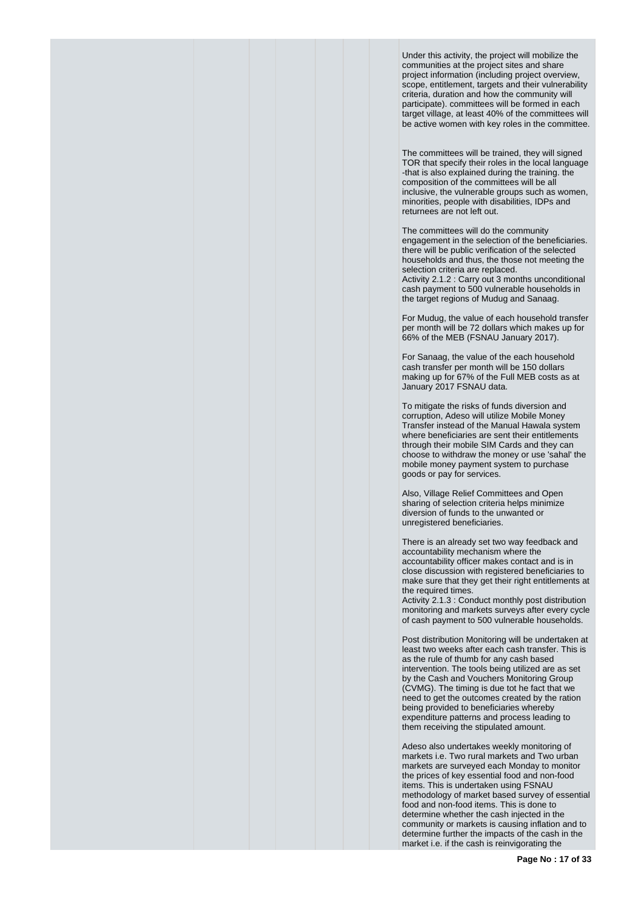Under this activity, the project will mobilize the communities at the project sites and share project information (including project overview, scope, entitlement, targets and their vulnerability criteria, duration and how the community will participate). committees will be formed in each target village, at least 40% of the committees will be active women with key roles in the committee.

The committees will be trained, they will signed TOR that specify their roles in the local language -that is also explained during the training. the composition of the committees will be all inclusive, the vulnerable groups such as women, minorities, people with disabilities, IDPs and returnees are not left out.

The committees will do the community engagement in the selection of the beneficiaries. there will be public verification of the selected households and thus, the those not meeting the selection criteria are replaced.

Activity 2.1.2 : Carry out 3 months unconditional cash payment to 500 vulnerable households in the target regions of Mudug and Sanaag.

For Mudug, the value of each household transfer per month will be 72 dollars which makes up for 66% of the MEB (FSNAU January 2017).

For Sanaag, the value of the each household cash transfer per month will be 150 dollars making up for 67% of the Full MEB costs as at January 2017 FSNAU data.

To mitigate the risks of funds diversion and corruption, Adeso will utilize Mobile Money Transfer instead of the Manual Hawala system where beneficiaries are sent their entitlements through their mobile SIM Cards and they can choose to withdraw the money or use 'sahal' the mobile money payment system to purchase goods or pay for services.

Also, Village Relief Committees and Open sharing of selection criteria helps minimize diversion of funds to the unwanted or unregistered beneficiaries.

There is an already set two way feedback and accountability mechanism where the accountability officer makes contact and is in close discussion with registered beneficiaries to make sure that they get their right entitlements at the required times.

Activity 2.1.3 : Conduct monthly post distribution monitoring and markets surveys after every cycle of cash payment to 500 vulnerable households.

Post distribution Monitoring will be undertaken at least two weeks after each cash transfer. This is as the rule of thumb for any cash based intervention. The tools being utilized are as set by the Cash and Vouchers Monitoring Group (CVMG). The timing is due tot he fact that we need to get the outcomes created by the ration being provided to beneficiaries whereby expenditure patterns and process leading to them receiving the stipulated amount.

Adeso also undertakes weekly monitoring of markets i.e. Two rural markets and Two urban markets are surveyed each Monday to monitor the prices of key essential food and non-food items. This is undertaken using FSNAU methodology of market based survey of essential food and non-food items. This is done to determine whether the cash injected in the community or markets is causing inflation and to determine further the impacts of the cash in the market i.e. if the cash is reinvigorating the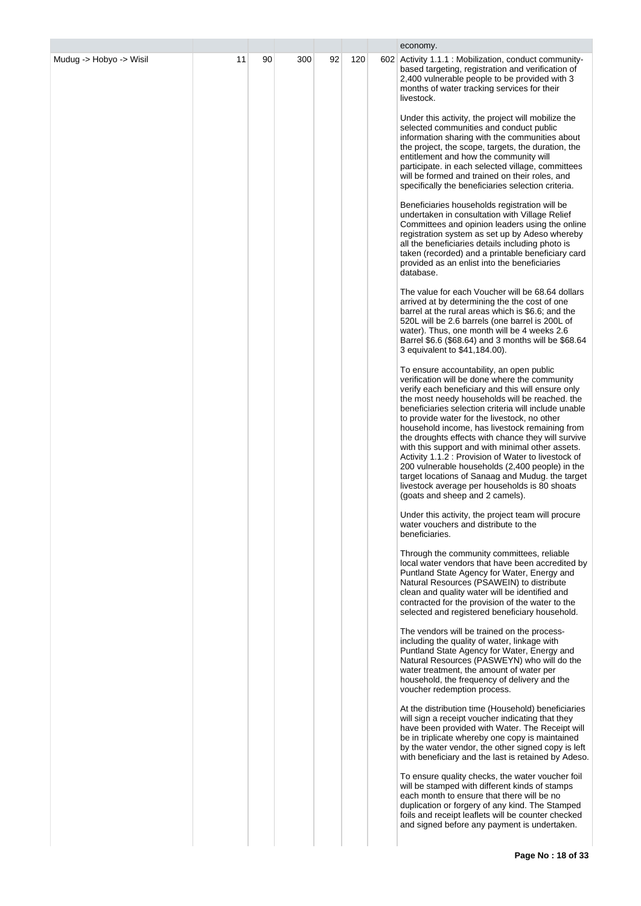| | | | | | | | |
|---|---|---|---|---|---|---|---|
| | | | | | | | economy. |
| Mudug -> Hobyo -> Wisil | 11 | 90 | 300 | 92 | 120 | 602 | Activity 1.1.1 : Mobilization, conduct community-based targeting, registration and verification of 2,400 vulnerable people to be provided with 3 months of water tracking services for their livestock.<br><br>Under this activity, the project will mobilize the selected communities and conduct public information sharing with the communities about the project, the scope, targets, the duration, the entitlement and how the community will participate. in each selected village, committees will be formed and trained on their roles, and specifically the beneficiaries selection criteria.<br><br>Beneficiaries households registration will be undertaken in consultation with Village Relief Committees and opinion leaders using the online registration system as set up by Adeso whereby all the beneficiaries details including photo is taken (recorded) and a printable beneficiary card provided as an enlist into the beneficiaries database.<br><br>The value for each Voucher will be 68.64 dollars arrived at by determining the the cost of one barrel at the rural areas which is $6.6; and the 520L will be 2.6 barrels (one barrel is 200L of water). Thus, one month will be 4 weeks 2.6 Barrel $6.6 ($68.64) and 3 months will be $68.64 3 equivalent to $41,184.00).<br><br>To ensure accountability, an open public verification will be done where the community verify each beneficiary and this will ensure only the most needy households will be reached. the beneficiaries selection criteria will include unable to provide water for the livestock, no other household income, has livestock remaining from the droughts effects with chance they will survive with this support and with minimal other assets.<br>Activity 1.1.2 : Provision of Water to livestock of 200 vulnerable households (2,400 people) in the target locations of Sanaag and Mudug. the target livestock average per households is 80 shoats (goats and sheep and 2 camels).<br><br>Under this activity, the project team will procure water vouchers and distribute to the beneficiaries.<br><br>Through the community committees, reliable local water vendors that have been accredited by Puntland State Agency for Water, Energy and Natural Resources (PSAWEIN) to distribute clean and quality water will be identified and contracted for the provision of the water to the selected and registered beneficiary household.<br><br>The vendors will be trained on the process- including the quality of water, linkage with Puntland State Agency for Water, Energy and Natural Resources (PASWEYN) who will do the water treatment, the amount of water per household, the frequency of delivery and the voucher redemption process.<br><br>At the distribution time (Household) beneficiaries will sign a receipt voucher indicating that they have been provided with Water. The Receipt will be in triplicate whereby one copy is maintained by the water vendor, the other signed copy is left with beneficiary and the last is retained by Adeso.<br><br>To ensure quality checks, the water voucher foil will be stamped with different kinds of stamps each month to ensure that there will be no duplication or forgery of any kind. The Stamped foils and receipt leaflets will be counter checked and signed before any payment is undertaken. |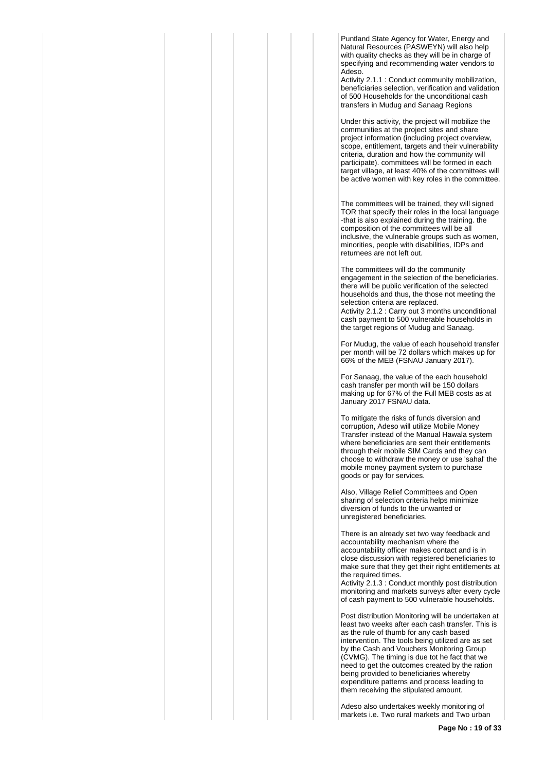Puntland State Agency for Water, Energy and Natural Resources (PASWEYN) will also help with quality checks as they will be in charge of specifying and recommending water vendors to Adeso.

Activity 2.1.1 : Conduct community mobilization, beneficiaries selection, verification and validation of 500 Households for the unconditional cash transfers in Mudug and Sanaag Regions

Under this activity, the project will mobilize the communities at the project sites and share project information (including project overview, scope, entitlement, targets and their vulnerability criteria, duration and how the community will participate). committees will be formed in each target village, at least 40% of the committees will be active women with key roles in the committee.

The committees will be trained, they will signed TOR that specify their roles in the local language -that is also explained during the training. the composition of the committees will be all inclusive, the vulnerable groups such as women, minorities, people with disabilities, IDPs and returnees are not left out.

The committees will do the community engagement in the selection of the beneficiaries. there will be public verification of the selected households and thus, the those not meeting the selection criteria are replaced.

Activity 2.1.2 : Carry out 3 months unconditional cash payment to 500 vulnerable households in the target regions of Mudug and Sanaag.

For Mudug, the value of each household transfer per month will be 72 dollars which makes up for 66% of the MEB (FSNAU January 2017).

For Sanaag, the value of the each household cash transfer per month will be 150 dollars making up for 67% of the Full MEB costs as at January 2017 FSNAU data.

To mitigate the risks of funds diversion and corruption, Adeso will utilize Mobile Money Transfer instead of the Manual Hawala system where beneficiaries are sent their entitlements through their mobile SIM Cards and they can choose to withdraw the money or use 'sahal' the mobile money payment system to purchase goods or pay for services.

Also, Village Relief Committees and Open sharing of selection criteria helps minimize diversion of funds to the unwanted or unregistered beneficiaries.

There is an already set two way feedback and accountability mechanism where the accountability officer makes contact and is in close discussion with registered beneficiaries to make sure that they get their right entitlements at the required times.

Activity 2.1.3 : Conduct monthly post distribution monitoring and markets surveys after every cycle of cash payment to 500 vulnerable households.

Post distribution Monitoring will be undertaken at least two weeks after each cash transfer. This is as the rule of thumb for any cash based intervention. The tools being utilized are as set by the Cash and Vouchers Monitoring Group (CVMG). The timing is due tot he fact that we need to get the outcomes created by the ration being provided to beneficiaries whereby expenditure patterns and process leading to them receiving the stipulated amount.

Adeso also undertakes weekly monitoring of markets i.e. Two rural markets and Two urban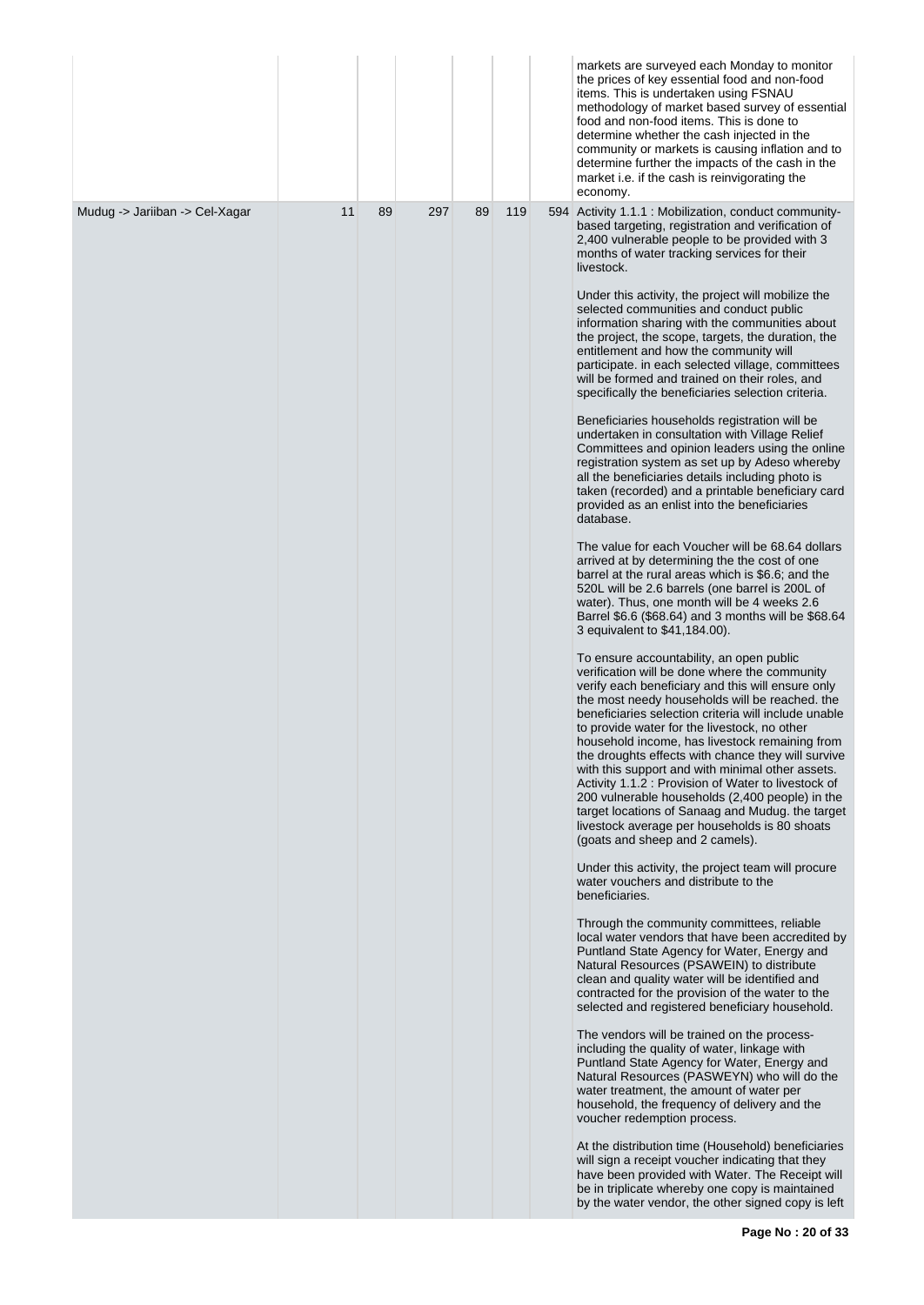| | | | | | | | |
|---|---|---|---|---|---|---|---|
| | | | | | | | markets are surveyed each Monday to monitor the prices of key essential food and non-food items. This is undertaken using FSNAU methodology of market based survey of essential food and non-food items. This is done to determine whether the cash injected in the community or markets is causing inflation and to determine further the impacts of the cash in the market i.e. if the cash is reinvigorating the economy. |
| Mudug -> Jariiban -> Cel-Xagar | 11 | 89 | 297 | 89 | 119 | 594 | Activity 1.1.1 : Mobilization, conduct community-based targeting, registration and verification of 2,400 vulnerable people to be provided with 3 months of water tracking services for their livestock.<br><br>Under this activity, the project will mobilize the selected communities and conduct public information sharing with the communities about the project, the scope, targets, the duration, the entitlement and how the community will participate. in each selected village, committees will be formed and trained on their roles, and specifically the beneficiaries selection criteria.<br><br>Beneficiaries households registration will be undertaken in consultation with Village Relief Committees and opinion leaders using the online registration system as set up by Adeso whereby all the beneficiaries details including photo is taken (recorded) and a printable beneficiary card provided as an enlist into the beneficiaries database.<br><br>The value for each Voucher will be 68.64 dollars arrived at by determining the the cost of one barrel at the rural areas which is $6.6; and the 520L will be 2.6 barrels (one barrel is 200L of water). Thus, one month will be 4 weeks 2.6 Barrel $6.6 ($68.64) and 3 months will be $68.64 3 equivalent to $41,184.00).<br><br>To ensure accountability, an open public verification will be done where the community verify each beneficiary and this will ensure only the most needy households will be reached. the beneficiaries selection criteria will include unable to provide water for the livestock, no other household income, has livestock remaining from the droughts effects with chance they will survive with this support and with minimal other assets.<br>Activity 1.1.2 : Provision of Water to livestock of 200 vulnerable households (2,400 people) in the target locations of Sanaag and Mudug. the target livestock average per households is 80 shoats (goats and sheep and 2 camels).<br><br>Under this activity, the project team will procure water vouchers and distribute to the beneficiaries.<br><br>Through the community committees, reliable local water vendors that have been accredited by Puntland State Agency for Water, Energy and Natural Resources (PSAWEIN) to distribute clean and quality water will be identified and contracted for the provision of the water to the selected and registered beneficiary household.<br><br>The vendors will be trained on the process- including the quality of water, linkage with Puntland State Agency for Water, Energy and Natural Resources (PASWEYN) who will do the water treatment, the amount of water per household, the frequency of delivery and the voucher redemption process.<br><br>At the distribution time (Household) beneficiaries will sign a receipt voucher indicating that they have been provided with Water. The Receipt will be in triplicate whereby one copy is maintained by the water vendor, the other signed copy is left |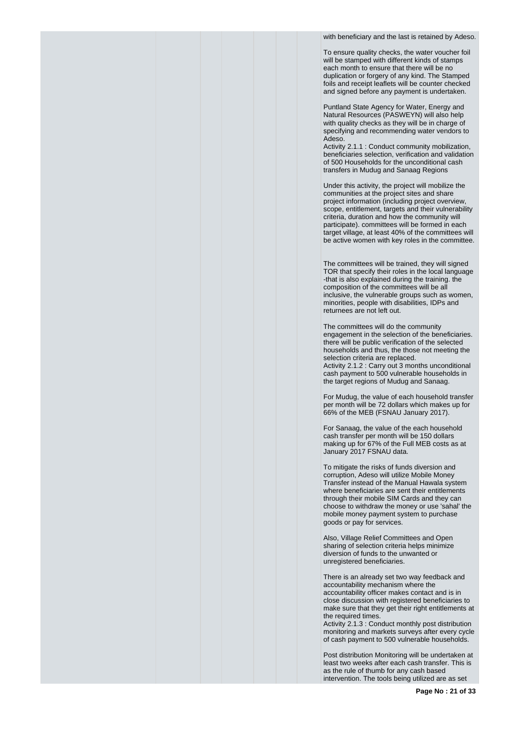with beneficiary and the last is retained by Adeso.

To ensure quality checks, the water voucher foil will be stamped with different kinds of stamps each month to ensure that there will be no duplication or forgery of any kind. The Stamped foils and receipt leaflets will be counter checked and signed before any payment is undertaken.

Puntland State Agency for Water, Energy and Natural Resources (PASWEYN) will also help with quality checks as they will be in charge of specifying and recommending water vendors to Adeso.

Activity 2.1.1 : Conduct community mobilization, beneficiaries selection, verification and validation of 500 Households for the unconditional cash transfers in Mudug and Sanaag Regions

Under this activity, the project will mobilize the communities at the project sites and share project information (including project overview, scope, entitlement, targets and their vulnerability criteria, duration and how the community will participate). committees will be formed in each target village, at least 40% of the committees will be active women with key roles in the committee.

The committees will be trained, they will signed TOR that specify their roles in the local language -that is also explained during the training. the composition of the committees will be all inclusive, the vulnerable groups such as women, minorities, people with disabilities, IDPs and returnees are not left out.

The committees will do the community engagement in the selection of the beneficiaries. there will be public verification of the selected households and thus, the those not meeting the selection criteria are replaced.

Activity 2.1.2 : Carry out 3 months unconditional cash payment to 500 vulnerable households in the target regions of Mudug and Sanaag.

For Mudug, the value of each household transfer per month will be 72 dollars which makes up for 66% of the MEB (FSNAU January 2017).

For Sanaag, the value of the each household cash transfer per month will be 150 dollars making up for 67% of the Full MEB costs as at January 2017 FSNAU data.

To mitigate the risks of funds diversion and corruption, Adeso will utilize Mobile Money Transfer instead of the Manual Hawala system where beneficiaries are sent their entitlements through their mobile SIM Cards and they can choose to withdraw the money or use 'sahal' the mobile money payment system to purchase goods or pay for services.

Also, Village Relief Committees and Open sharing of selection criteria helps minimize diversion of funds to the unwanted or unregistered beneficiaries.

There is an already set two way feedback and accountability mechanism where the accountability officer makes contact and is in close discussion with registered beneficiaries to make sure that they get their right entitlements at the required times.

Activity 2.1.3 : Conduct monthly post distribution monitoring and markets surveys after every cycle of cash payment to 500 vulnerable households.

Post distribution Monitoring will be undertaken at least two weeks after each cash transfer. This is as the rule of thumb for any cash based intervention. The tools being utilized are as set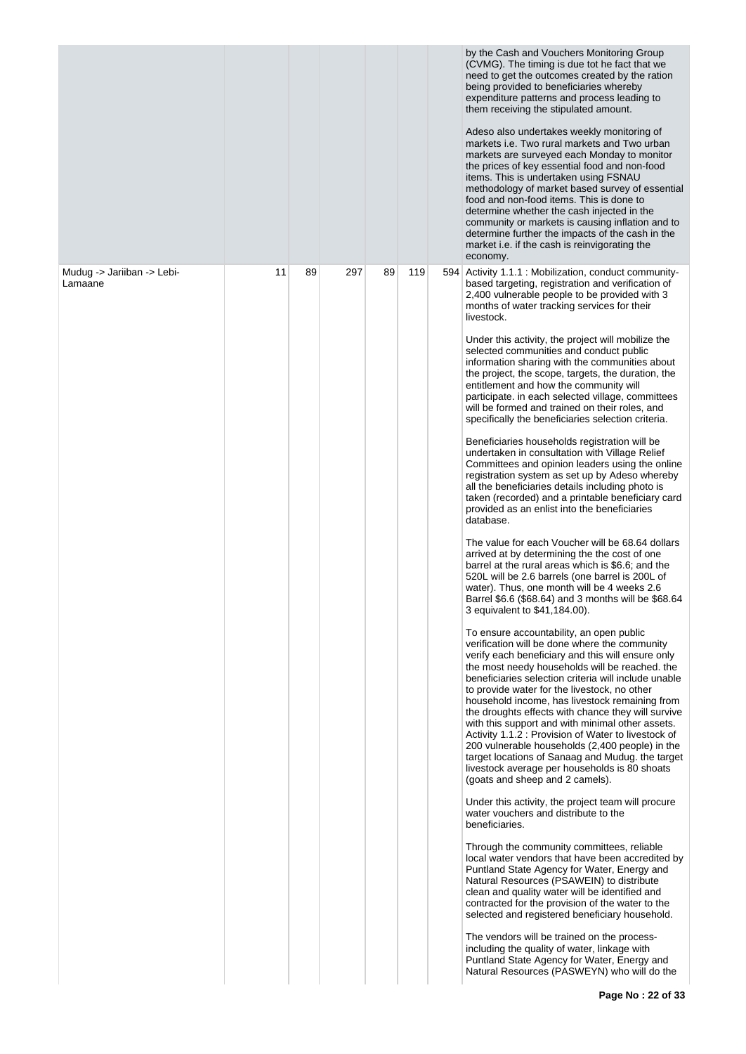| | | | | | | |
|---|---|---|---|---|---|---|
| | | | | | | by the Cash and Vouchers Monitoring Group (CVMG). The timing is due tot he fact that we need to get the outcomes created by the ration being provided to beneficiaries whereby expenditure patterns and process leading to them receiving the stipulated amount.<br><br>Adeso also undertakes weekly monitoring of markets i.e. Two rural markets and Two urban markets are surveyed each Monday to monitor the prices of key essential food and non-food items. This is undertaken using FSNAU methodology of market based survey of essential food and non-food items. This is done to determine whether the cash injected in the community or markets is causing inflation and to determine further the impacts of the cash in the market i.e. if the cash is reinvigorating the economy. |
| Mudug -> Jariiban -> Lebi-Lamaane | 11 | 89 | 297 | 89 | 119 | 594 | Activity 1.1.1 : Mobilization, conduct community-based targeting, registration and verification of 2,400 vulnerable people to be provided with 3 months of water tracking services for their livestock.<br><br>Under this activity, the project will mobilize the selected communities and conduct public information sharing with the communities about the project, the scope, targets, the duration, the entitlement and how the community will participate. in each selected village, committees will be formed and trained on their roles, and specifically the beneficiaries selection criteria.<br><br>Beneficiaries households registration will be undertaken in consultation with Village Relief Committees and opinion leaders using the online registration system as set up by Adeso whereby all the beneficiaries details including photo is taken (recorded) and a printable beneficiary card provided as an enlist into the beneficiaries database.<br><br>The value for each Voucher will be 68.64 dollars arrived at by determining the the cost of one barrel at the rural areas which is $6.6; and the 520L will be 2.6 barrels (one barrel is 200L of water). Thus, one month will be 4 weeks 2.6 Barrel $6.6 ($68.64) and 3 months will be $68.64 3 equivalent to $41,184.00).<br><br>To ensure accountability, an open public verification will be done where the community verify each beneficiary and this will ensure only the most needy households will be reached. the beneficiaries selection criteria will include unable to provide water for the livestock, no other household income, has livestock remaining from the droughts effects with chance they will survive with this support and with minimal other assets.<br>Activity 1.1.2 : Provision of Water to livestock of 200 vulnerable households (2,400 people) in the target locations of Sanaag and Mudug. the target livestock average per households is 80 shoats (goats and sheep and 2 camels).<br><br>Under this activity, the project team will procure water vouchers and distribute to the beneficiaries.<br><br>Through the community committees, reliable local water vendors that have been accredited by Puntland State Agency for Water, Energy and Natural Resources (PSAWEIN) to distribute clean and quality water will be identified and contracted for the provision of the water to the selected and registered beneficiary household.<br><br>The vendors will be trained on the process- including the quality of water, linkage with Puntland State Agency for Water, Energy and Natural Resources (PASWEYN) who will do the |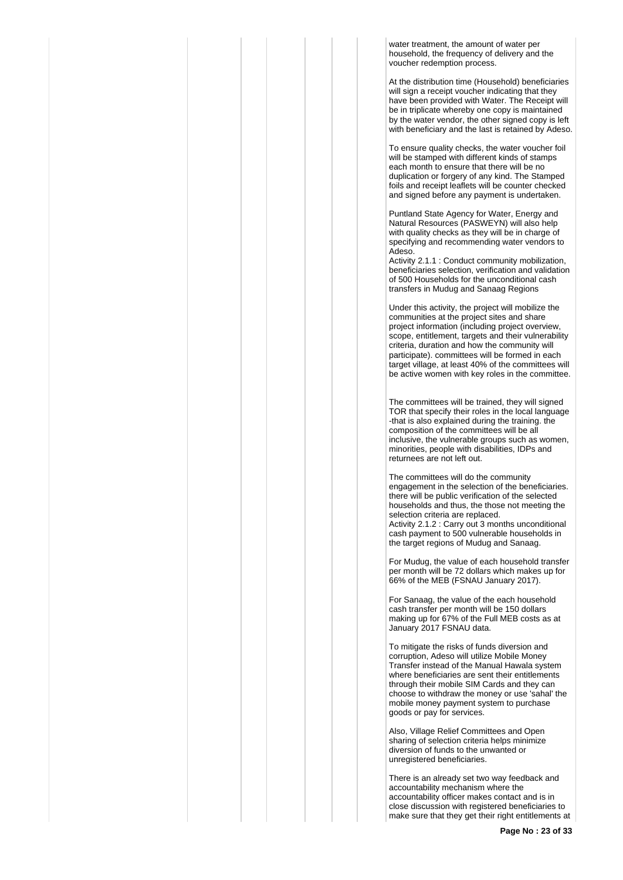water treatment, the amount of water per household, the frequency of delivery and the voucher redemption process.

At the distribution time (Household) beneficiaries will sign a receipt voucher indicating that they have been provided with Water. The Receipt will be in triplicate whereby one copy is maintained by the water vendor, the other signed copy is left with beneficiary and the last is retained by Adeso.

To ensure quality checks, the water voucher foil will be stamped with different kinds of stamps each month to ensure that there will be no duplication or forgery of any kind. The Stamped foils and receipt leaflets will be counter checked and signed before any payment is undertaken.

Puntland State Agency for Water, Energy and Natural Resources (PASWEYN) will also help with quality checks as they will be in charge of specifying and recommending water vendors to Adeso.

Activity 2.1.1 : Conduct community mobilization, beneficiaries selection, verification and validation of 500 Households for the unconditional cash transfers in Mudug and Sanaag Regions

Under this activity, the project will mobilize the communities at the project sites and share project information (including project overview, scope, entitlement, targets and their vulnerability criteria, duration and how the community will participate). committees will be formed in each target village, at least 40% of the committees will be active women with key roles in the committee.

The committees will be trained, they will signed TOR that specify their roles in the local language -that is also explained during the training. the composition of the committees will be all inclusive, the vulnerable groups such as women, minorities, people with disabilities, IDPs and returnees are not left out.

The committees will do the community engagement in the selection of the beneficiaries. there will be public verification of the selected households and thus, the those not meeting the selection criteria are replaced.

Activity 2.1.2 : Carry out 3 months unconditional cash payment to 500 vulnerable households in the target regions of Mudug and Sanaag.

For Mudug, the value of each household transfer per month will be 72 dollars which makes up for 66% of the MEB (FSNAU January 2017).

For Sanaag, the value of the each household cash transfer per month will be 150 dollars making up for 67% of the Full MEB costs as at January 2017 FSNAU data.

To mitigate the risks of funds diversion and corruption, Adeso will utilize Mobile Money Transfer instead of the Manual Hawala system where beneficiaries are sent their entitlements through their mobile SIM Cards and they can choose to withdraw the money or use 'sahal' the mobile money payment system to purchase goods or pay for services.

Also, Village Relief Committees and Open sharing of selection criteria helps minimize diversion of funds to the unwanted or unregistered beneficiaries.

There is an already set two way feedback and accountability mechanism where the accountability officer makes contact and is in close discussion with registered beneficiaries to make sure that they get their right entitlements at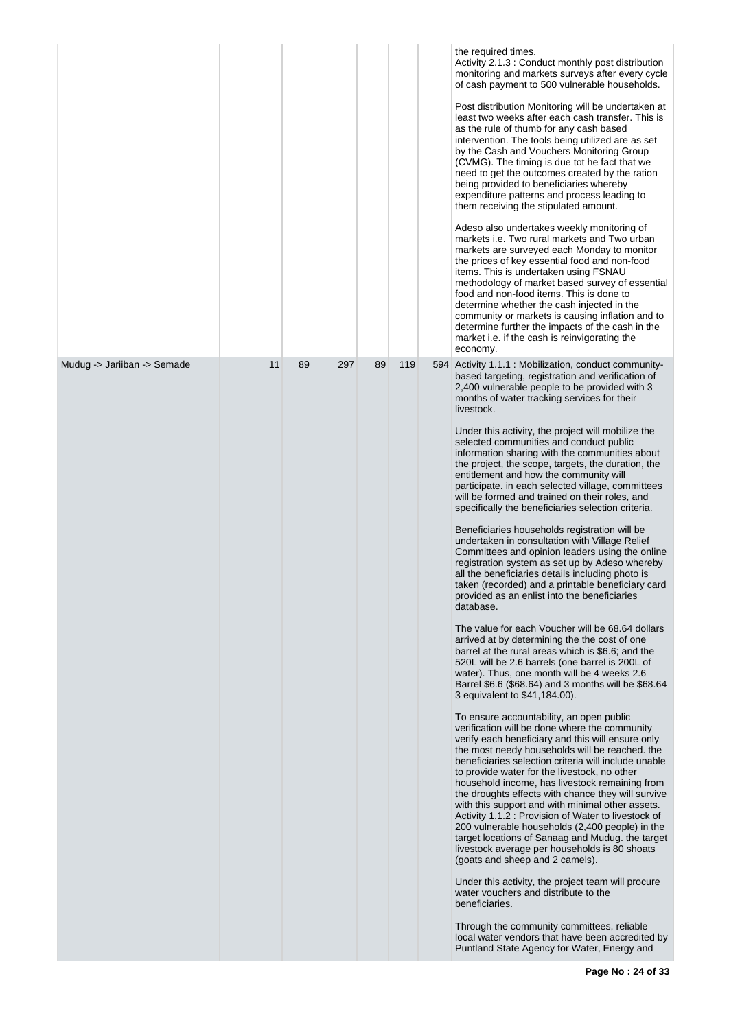| | | | | | | | |
|---|---|---|---|---|---|---|---|
| | | | | | | | the required times.<br>Activity 2.1.3 : Conduct monthly post distribution monitoring and markets surveys after every cycle of cash payment to 500 vulnerable households.<br><br>Post distribution Monitoring will be undertaken at least two weeks after each cash transfer. This is as the rule of thumb for any cash based intervention. The tools being utilized are as set by the Cash and Vouchers Monitoring Group (CVMG). The timing is due tot he fact that we need to get the outcomes created by the ration being provided to beneficiaries whereby expenditure patterns and process leading to them receiving the stipulated amount.<br><br>Adeso also undertakes weekly monitoring of markets i.e. Two rural markets and Two urban markets are surveyed each Monday to monitor the prices of key essential food and non-food items. This is undertaken using FSNAU methodology of market based survey of essential food and non-food items. This is done to determine whether the cash injected in the community or markets is causing inflation and to determine further the impacts of the cash in the market i.e. if the cash is reinvigorating the economy. |
| Mudug -> Jariiban -> Semade | 11 | 89 | 297 | 89 | 119 | 594 | Activity 1.1.1 : Mobilization, conduct community-based targeting, registration and verification of 2,400 vulnerable people to be provided with 3 months of water tracking services for their livestock.<br><br>Under this activity, the project will mobilize the selected communities and conduct public information sharing with the communities about the project, the scope, targets, the duration, the entitlement and how the community will participate. in each selected village, committees will be formed and trained on their roles, and specifically the beneficiaries selection criteria.<br><br>Beneficiaries households registration will be undertaken in consultation with Village Relief Committees and opinion leaders using the online registration system as set up by Adeso whereby all the beneficiaries details including photo is taken (recorded) and a printable beneficiary card provided as an enlist into the beneficiaries database.<br><br>The value for each Voucher will be 68.64 dollars arrived at by determining the the cost of one barrel at the rural areas which is $6.6; and the 520L will be 2.6 barrels (one barrel is 200L of water). Thus, one month will be 4 weeks 2.6 Barrel $6.6 ($68.64) and 3 months will be $68.64 3 equivalent to $41,184.00).<br><br>To ensure accountability, an open public verification will be done where the community verify each beneficiary and this will ensure only the most needy households will be reached. the beneficiaries selection criteria will include unable to provide water for the livestock, no other household income, has livestock remaining from the droughts effects with chance they will survive with this support and with minimal other assets.<br>Activity 1.1.2 : Provision of Water to livestock of 200 vulnerable households (2,400 people) in the target locations of Sanaag and Mudug. the target livestock average per households is 80 shoats (goats and sheep and 2 camels).<br><br>Under this activity, the project team will procure water vouchers and distribute to the beneficiaries.<br><br>Through the community committees, reliable local water vendors that have been accredited by Puntland State Agency for Water, Energy and |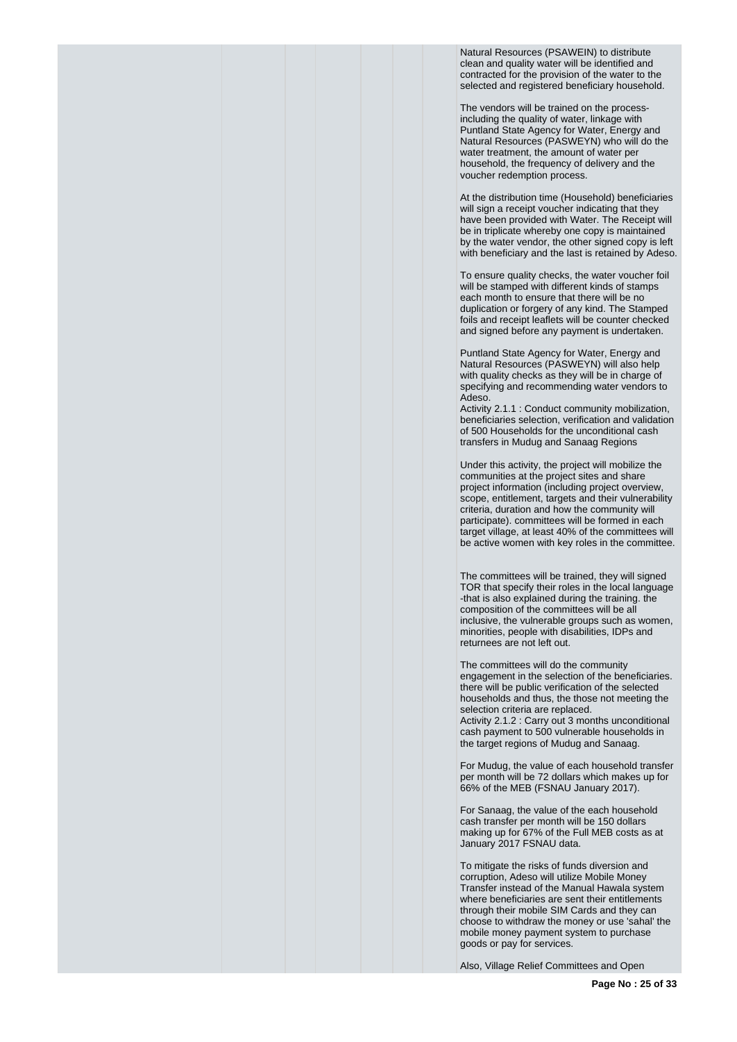Natural Resources (PSAWEIN) to distribute clean and quality water will be identified and contracted for the provision of the water to the selected and registered beneficiary household.

The vendors will be trained on the process-including the quality of water, linkage with Puntland State Agency for Water, Energy and Natural Resources (PASWEYN) who will do the water treatment, the amount of water per household, the frequency of delivery and the voucher redemption process.

At the distribution time (Household) beneficiaries will sign a receipt voucher indicating that they have been provided with Water. The Receipt will be in triplicate whereby one copy is maintained by the water vendor, the other signed copy is left with beneficiary and the last is retained by Adeso.

To ensure quality checks, the water voucher foil will be stamped with different kinds of stamps each month to ensure that there will be no duplication or forgery of any kind. The Stamped foils and receipt leaflets will be counter checked and signed before any payment is undertaken.

Puntland State Agency for Water, Energy and Natural Resources (PASWEYN) will also help with quality checks as they will be in charge of specifying and recommending water vendors to Adeso.
Activity 2.1.1 : Conduct community mobilization, beneficiaries selection, verification and validation of 500 Households for the unconditional cash transfers in Mudug and Sanaag Regions

Under this activity, the project will mobilize the communities at the project sites and share project information (including project overview, scope, entitlement, targets and their vulnerability criteria, duration and how the community will participate). committees will be formed in each target village, at least 40% of the committees will be active women with key roles in the committee.

The committees will be trained, they will signed TOR that specify their roles in the local language -that is also explained during the training. the composition of the committees will be all inclusive, the vulnerable groups such as women, minorities, people with disabilities, IDPs and returnees are not left out.

The committees will do the community engagement in the selection of the beneficiaries. there will be public verification of the selected households and thus, the those not meeting the selection criteria are replaced.
Activity 2.1.2 : Carry out 3 months unconditional cash payment to 500 vulnerable households in the target regions of Mudug and Sanaag.

For Mudug, the value of each household transfer per month will be 72 dollars which makes up for 66% of the MEB (FSNAU January 2017).

For Sanaag, the value of the each household cash transfer per month will be 150 dollars making up for 67% of the Full MEB costs as at January 2017 FSNAU data.

To mitigate the risks of funds diversion and corruption, Adeso will utilize Mobile Money Transfer instead of the Manual Hawala system where beneficiaries are sent their entitlements through their mobile SIM Cards and they can choose to withdraw the money or use 'sahal' the mobile money payment system to purchase goods or pay for services.

Also, Village Relief Committees and Open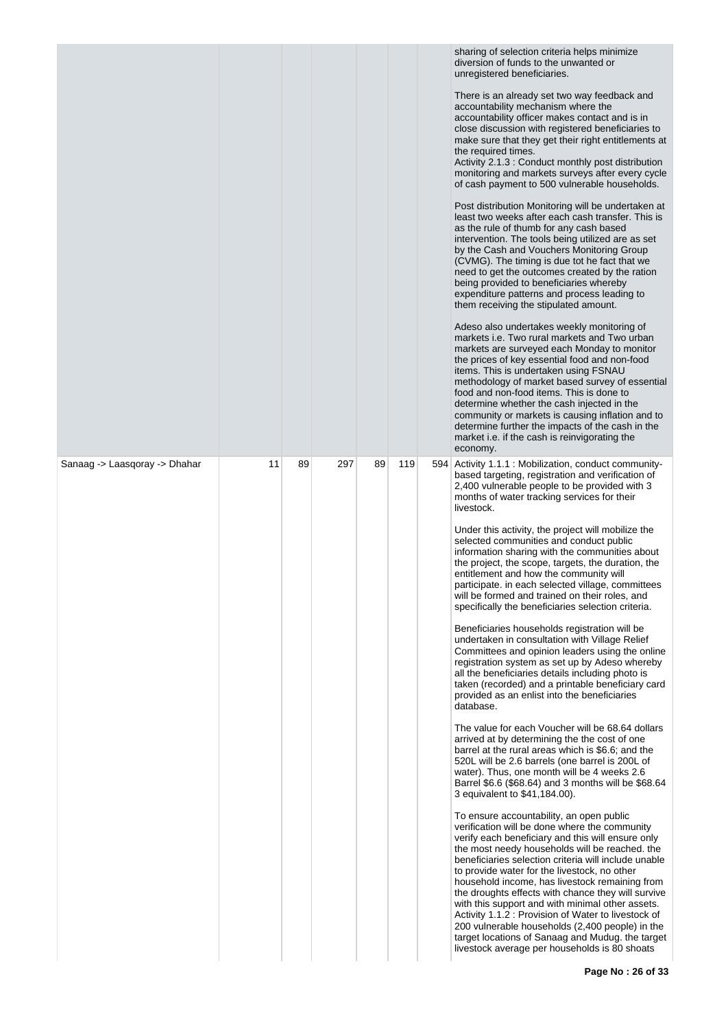| | | | | | | |
|---|---|---|---|---|---|---|
| | | | | | | sharing of selection criteria helps minimize diversion of funds to the unwanted or unregistered beneficiaries.<br><br>There is an already set two way feedback and accountability mechanism where the accountability officer makes contact and is in close discussion with registered beneficiaries to make sure that they get their right entitlements at the required times.<br>Activity 2.1.3 : Conduct monthly post distribution monitoring and markets surveys after every cycle of cash payment to 500 vulnerable households.<br><br>Post distribution Monitoring will be undertaken at least two weeks after each cash transfer. This is as the rule of thumb for any cash based intervention. The tools being utilized are as set by the Cash and Vouchers Monitoring Group (CVMG). The timing is due tot he fact that we need to get the outcomes created by the ration being provided to beneficiaries whereby expenditure patterns and process leading to them receiving the stipulated amount.<br><br>Adeso also undertakes weekly monitoring of markets i.e. Two rural markets and Two urban markets are surveyed each Monday to monitor the prices of key essential food and non-food items. This is undertaken using FSNAU methodology of market based survey of essential food and non-food items. This is done to determine whether the cash injected in the community or markets is causing inflation and to determine further the impacts of the cash in the market i.e. if the cash is reinvigorating the economy. |
| Sanaag -> Laasqoray -> Dhahar | 11 | 89 | 297 | 89 | 119 | 594 Activity 1.1.1 : Mobilization, conduct community-based targeting, registration and verification of 2,400 vulnerable people to be provided with 3 months of water tracking services for their livestock.<br><br>Under this activity, the project will mobilize the selected communities and conduct public information sharing with the communities about the project, the scope, targets, the duration, the entitlement and how the community will participate. in each selected village, committees will be formed and trained on their roles, and specifically the beneficiaries selection criteria.<br><br>Beneficiaries households registration will be undertaken in consultation with Village Relief Committees and opinion leaders using the online registration system as set up by Adeso whereby all the beneficiaries details including photo is taken (recorded) and a printable beneficiary card provided as an enlist into the beneficiaries database.<br><br>The value for each Voucher will be 68.64 dollars arrived at by determining the the cost of one barrel at the rural areas which is $6.6; and the 520L will be 2.6 barrels (one barrel is 200L of water). Thus, one month will be 4 weeks 2.6 Barrel $6.6 ($68.64) and 3 months will be $68.64 3 equivalent to $41,184.00).<br><br>To ensure accountability, an open public verification will be done where the community verify each beneficiary and this will ensure only the most needy households will be reached. the beneficiaries selection criteria will include unable to provide water for the livestock, no other household income, has livestock remaining from the droughts effects with chance they will survive with this support and with minimal other assets.<br>Activity 1.1.2 : Provision of Water to livestock of 200 vulnerable households (2,400 people) in the target locations of Sanaag and Mudug. the target livestock average per households is 80 shoats |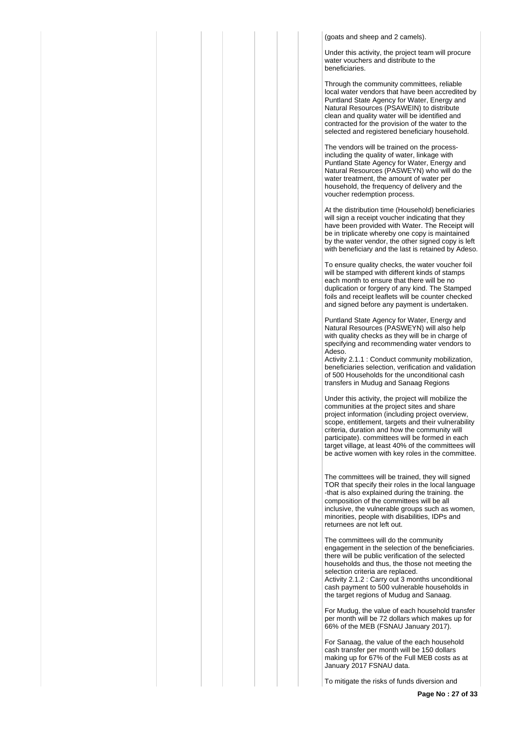(goats and sheep and 2 camels).

Under this activity, the project team will procure water vouchers and distribute to the beneficiaries.

Through the community committees, reliable local water vendors that have been accredited by Puntland State Agency for Water, Energy and Natural Resources (PSAWEIN) to distribute clean and quality water will be identified and contracted for the provision of the water to the selected and registered beneficiary household.

The vendors will be trained on the process-including the quality of water, linkage with Puntland State Agency for Water, Energy and Natural Resources (PASWEYN) who will do the water treatment, the amount of water per household, the frequency of delivery and the voucher redemption process.

At the distribution time (Household) beneficiaries will sign a receipt voucher indicating that they have been provided with Water. The Receipt will be in triplicate whereby one copy is maintained by the water vendor, the other signed copy is left with beneficiary and the last is retained by Adeso.

To ensure quality checks, the water voucher foil will be stamped with different kinds of stamps each month to ensure that there will be no duplication or forgery of any kind. The Stamped foils and receipt leaflets will be counter checked and signed before any payment is undertaken.

Puntland State Agency for Water, Energy and Natural Resources (PASWEYN) will also help with quality checks as they will be in charge of specifying and recommending water vendors to Adeso.

Activity 2.1.1 : Conduct community mobilization, beneficiaries selection, verification and validation of 500 Households for the unconditional cash transfers in Mudug and Sanaag Regions

Under this activity, the project will mobilize the communities at the project sites and share project information (including project overview, scope, entitlement, targets and their vulnerability criteria, duration and how the community will participate). committees will be formed in each target village, at least 40% of the committees will be active women with key roles in the committee.

The committees will be trained, they will signed TOR that specify their roles in the local language -that is also explained during the training. the composition of the committees will be all inclusive, the vulnerable groups such as women, minorities, people with disabilities, IDPs and returnees are not left out.

The committees will do the community engagement in the selection of the beneficiaries. there will be public verification of the selected households and thus, the those not meeting the selection criteria are replaced.

Activity 2.1.2 : Carry out 3 months unconditional cash payment to 500 vulnerable households in the target regions of Mudug and Sanaag.

For Mudug, the value of each household transfer per month will be 72 dollars which makes up for 66% of the MEB (FSNAU January 2017).

For Sanaag, the value of the each household cash transfer per month will be 150 dollars making up for 67% of the Full MEB costs as at January 2017 FSNAU data.

To mitigate the risks of funds diversion and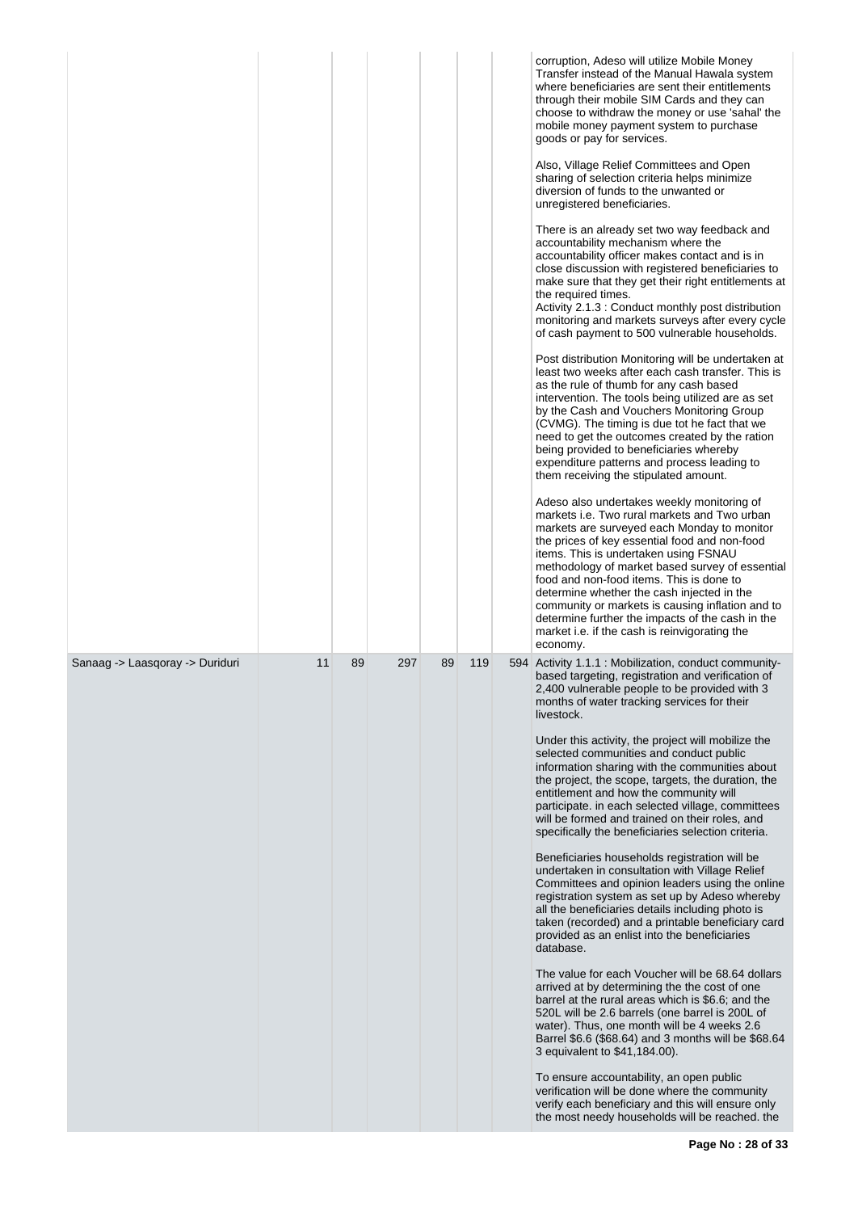| | | | | | | | |
|---|---|---|---|---|---|---|---|
| | | | | | | | corruption, Adeso will utilize Mobile Money Transfer instead of the Manual Hawala system where beneficiaries are sent their entitlements through their mobile SIM Cards and they can choose to withdraw the money or use 'sahal' the mobile money payment system to purchase goods or pay for services.<br><br>Also, Village Relief Committees and Open sharing of selection criteria helps minimize diversion of funds to the unwanted or unregistered beneficiaries.<br><br>There is an already set two way feedback and accountability mechanism where the accountability officer makes contact and is in close discussion with registered beneficiaries to make sure that they get their right entitlements at the required times.<br>Activity 2.1.3 : Conduct monthly post distribution monitoring and markets surveys after every cycle of cash payment to 500 vulnerable households.<br><br>Post distribution Monitoring will be undertaken at least two weeks after each cash transfer. This is as the rule of thumb for any cash based intervention. The tools being utilized are as set by the Cash and Vouchers Monitoring Group (CVMG). The timing is due tot he fact that we need to get the outcomes created by the ration being provided to beneficiaries whereby expenditure patterns and process leading to them receiving the stipulated amount.<br><br>Adeso also undertakes weekly monitoring of markets i.e. Two rural markets and Two urban markets are surveyed each Monday to monitor the prices of key essential food and non-food items. This is undertaken using FSNAU methodology of market based survey of essential food and non-food items. This is done to determine whether the cash injected in the community or markets is causing inflation and to determine further the impacts of the cash in the market i.e. if the cash is reinvigorating the economy. |
| Sanaag -> Laasqoray -> Duriduri | 11 | 89 | 297 | 89 | 119 | 594 | Activity 1.1.1 : Mobilization, conduct community-based targeting, registration and verification of 2,400 vulnerable people to be provided with 3 months of water tracking services for their livestock.<br><br>Under this activity, the project will mobilize the selected communities and conduct public information sharing with the communities about the project, the scope, targets, the duration, the entitlement and how the community will participate. in each selected village, committees will be formed and trained on their roles, and specifically the beneficiaries selection criteria.<br><br>Beneficiaries households registration will be undertaken in consultation with Village Relief Committees and opinion leaders using the online registration system as set up by Adeso whereby all the beneficiaries details including photo is taken (recorded) and a printable beneficiary card provided as an enlist into the beneficiaries database.<br><br>The value for each Voucher will be 68.64 dollars arrived at by determining the the cost of one barrel at the rural areas which is \$6.6; and the 520L will be 2.6 barrels (one barrel is 200L of water). Thus, one month will be 4 weeks 2.6 Barrel \$6.6 (\$68.64) and 3 months will be \$68.64 3 equivalent to \$41,184.00).<br><br>To ensure accountability, an open public verification will be done where the community verify each beneficiary and this will ensure only the most needy households will be reached. the |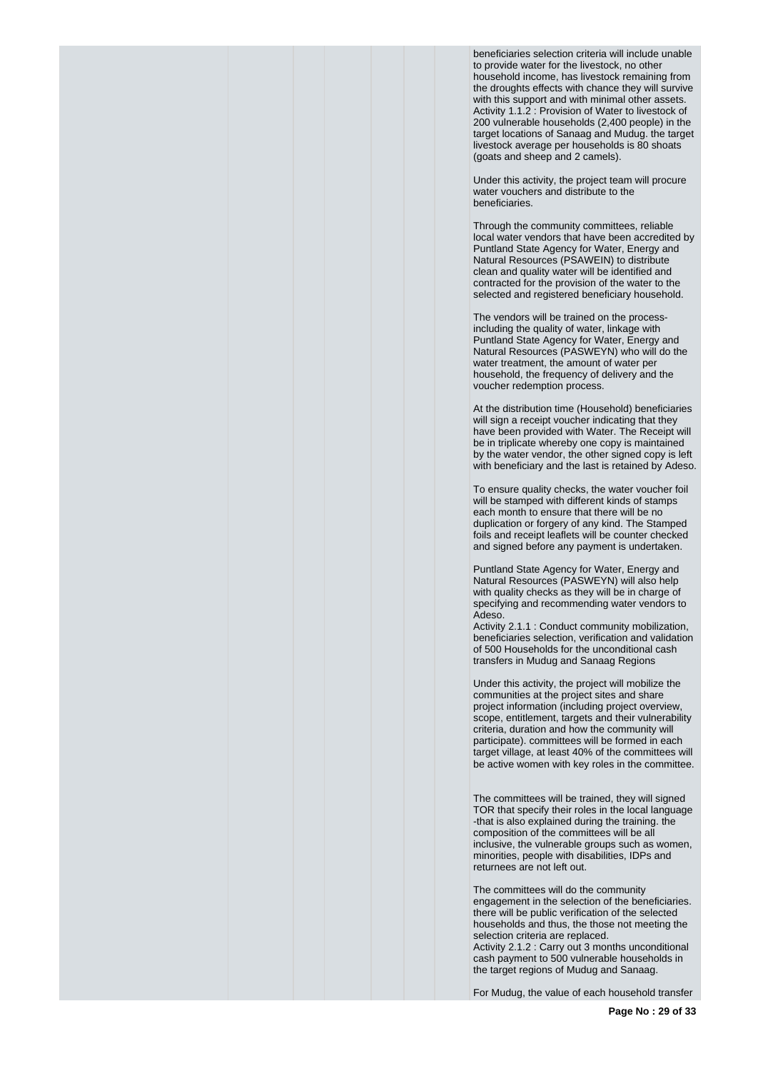beneficiaries selection criteria will include unable to provide water for the livestock, no other household income, has livestock remaining from the droughts effects with chance they will survive with this support and with minimal other assets.
Activity 1.1.2 : Provision of Water to livestock of 200 vulnerable households (2,400 people) in the target locations of Sanaag and Mudug. the target livestock average per households is 80 shoats (goats and sheep and 2 camels).

Under this activity, the project team will procure water vouchers and distribute to the beneficiaries.

Through the community committees, reliable local water vendors that have been accredited by Puntland State Agency for Water, Energy and Natural Resources (PSAWEIN) to distribute clean and quality water will be identified and contracted for the provision of the water to the selected and registered beneficiary household.

The vendors will be trained on the process- including the quality of water, linkage with Puntland State Agency for Water, Energy and Natural Resources (PASWEYN) who will do the water treatment, the amount of water per household, the frequency of delivery and the voucher redemption process.

At the distribution time (Household) beneficiaries will sign a receipt voucher indicating that they have been provided with Water. The Receipt will be in triplicate whereby one copy is maintained by the water vendor, the other signed copy is left with beneficiary and the last is retained by Adeso.

To ensure quality checks, the water voucher foil will be stamped with different kinds of stamps each month to ensure that there will be no duplication or forgery of any kind. The Stamped foils and receipt leaflets will be counter checked and signed before any payment is undertaken.

Puntland State Agency for Water, Energy and Natural Resources (PASWEYN) will also help with quality checks as they will be in charge of specifying and recommending water vendors to Adeso.
Activity 2.1.1 : Conduct community mobilization, beneficiaries selection, verification and validation of 500 Households for the unconditional cash transfers in Mudug and Sanaag Regions

Under this activity, the project will mobilize the communities at the project sites and share project information (including project overview, scope, entitlement, targets and their vulnerability criteria, duration and how the community will participate). committees will be formed in each target village, at least 40% of the committees will be active women with key roles in the committee.

The committees will be trained, they will signed TOR that specify their roles in the local language -that is also explained during the training. the composition of the committees will be all inclusive, the vulnerable groups such as women, minorities, people with disabilities, IDPs and returnees are not left out.

The committees will do the community engagement in the selection of the beneficiaries. there will be public verification of the selected households and thus, the those not meeting the selection criteria are replaced.
Activity 2.1.2 : Carry out 3 months unconditional cash payment to 500 vulnerable households in the target regions of Mudug and Sanaag.

For Mudug, the value of each household transfer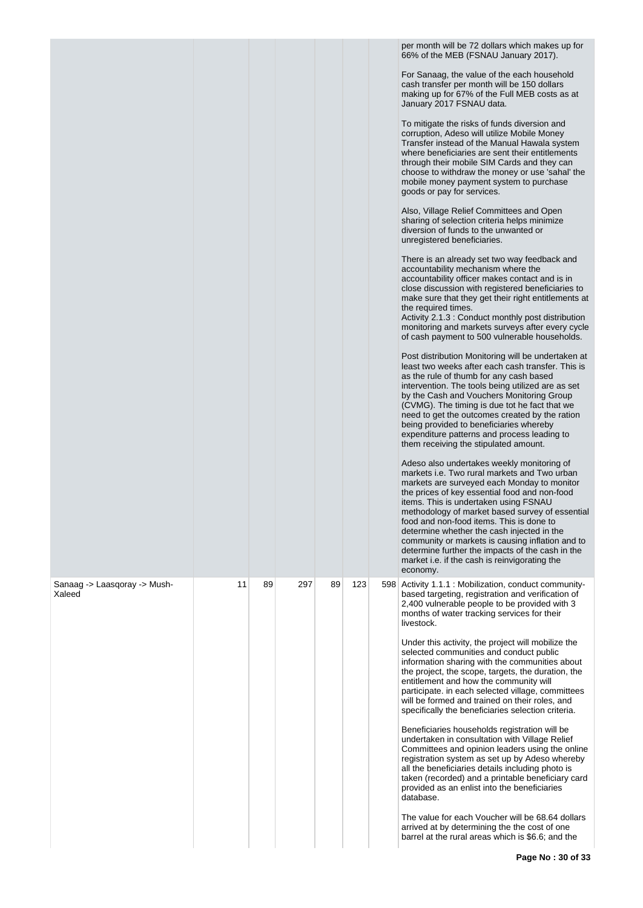| | | | | | | | |
|---|---|---|---|---|---|---|---|
| | | | | | | | per month will be 72 dollars which makes up for 66% of the MEB (FSNAU January 2017).<br><br>For Sanaag, the value of the each household cash transfer per month will be 150 dollars making up for 67% of the Full MEB costs as at January 2017 FSNAU data.<br><br>To mitigate the risks of funds diversion and corruption, Adeso will utilize Mobile Money Transfer instead of the Manual Hawala system where beneficiaries are sent their entitlements through their mobile SIM Cards and they can choose to withdraw the money or use 'sahal' the mobile money payment system to purchase goods or pay for services.<br><br>Also, Village Relief Committees and Open sharing of selection criteria helps minimize diversion of funds to the unwanted or unregistered beneficiaries.<br><br>There is an already set two way feedback and accountability mechanism where the accountability officer makes contact and is in close discussion with registered beneficiaries to make sure that they get their right entitlements at the required times.<br>Activity 2.1.3 : Conduct monthly post distribution monitoring and markets surveys after every cycle of cash payment to 500 vulnerable households.<br><br>Post distribution Monitoring will be undertaken at least two weeks after each cash transfer. This is as the rule of thumb for any cash based intervention. The tools being utilized are as set by the Cash and Vouchers Monitoring Group (CVMG). The timing is due tot he fact that we need to get the outcomes created by the ration being provided to beneficiaries whereby expenditure patterns and process leading to them receiving the stipulated amount.<br><br>Adeso also undertakes weekly monitoring of markets i.e. Two rural markets and Two urban markets are surveyed each Monday to monitor the prices of key essential food and non-food items. This is undertaken using FSNAU methodology of market based survey of essential food and non-food items. This is done to determine whether the cash injected in the community or markets is causing inflation and to determine further the impacts of the cash in the market i.e. if the cash is reinvigorating the economy. |
| Sanaag -> Laasqoray -> Mush-Xaleed | 11 | 89 | 297 | 89 | 123 | 598 | Activity 1.1.1 : Mobilization, conduct community-based targeting, registration and verification of 2,400 vulnerable people to be provided with 3 months of water tracking services for their livestock.<br><br>Under this activity, the project will mobilize the selected communities and conduct public information sharing with the communities about the project, the scope, targets, the duration, the entitlement and how the community will participate. in each selected village, committees will be formed and trained on their roles, and specifically the beneficiaries selection criteria.<br><br>Beneficiaries households registration will be undertaken in consultation with Village Relief Committees and opinion leaders using the online registration system as set up by Adeso whereby all the beneficiaries details including photo is taken (recorded) and a printable beneficiary card provided as an enlist into the beneficiaries database.<br><br>The value for each Voucher will be 68.64 dollars arrived at by determining the the cost of one barrel at the rural areas which is $6.6; and the |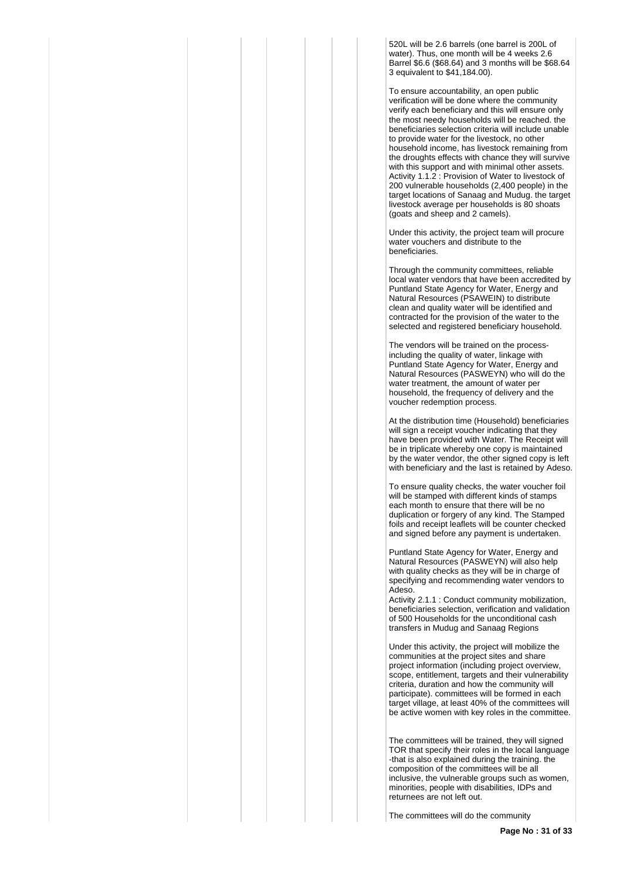520L will be 2.6 barrels (one barrel is 200L of water). Thus, one month will be 4 weeks 2.6 Barrel $6.6 ($68.64) and 3 months will be $68.64 3 equivalent to $41,184.00).

To ensure accountability, an open public verification will be done where the community verify each beneficiary and this will ensure only the most needy households will be reached. the beneficiaries selection criteria will include unable to provide water for the livestock, no other household income, has livestock remaining from the droughts effects with chance they will survive with this support and with minimal other assets.
Activity 1.1.2 : Provision of Water to livestock of 200 vulnerable households (2,400 people) in the target locations of Sanaag and Mudug. the target livestock average per households is 80 shoats (goats and sheep and 2 camels).

Under this activity, the project team will procure water vouchers and distribute to the beneficiaries.

Through the community committees, reliable local water vendors that have been accredited by Puntland State Agency for Water, Energy and Natural Resources (PSAWEIN) to distribute clean and quality water will be identified and contracted for the provision of the water to the selected and registered beneficiary household.

The vendors will be trained on the process-including the quality of water, linkage with Puntland State Agency for Water, Energy and Natural Resources (PASWEYN) who will do the water treatment, the amount of water per household, the frequency of delivery and the voucher redemption process.

At the distribution time (Household) beneficiaries will sign a receipt voucher indicating that they have been provided with Water. The Receipt will be in triplicate whereby one copy is maintained by the water vendor, the other signed copy is left with beneficiary and the last is retained by Adeso.

To ensure quality checks, the water voucher foil will be stamped with different kinds of stamps each month to ensure that there will be no duplication or forgery of any kind. The Stamped foils and receipt leaflets will be counter checked and signed before any payment is undertaken.

Puntland State Agency for Water, Energy and Natural Resources (PASWEYN) will also help with quality checks as they will be in charge of specifying and recommending water vendors to Adeso.
Activity 2.1.1 : Conduct community mobilization, beneficiaries selection, verification and validation of 500 Households for the unconditional cash transfers in Mudug and Sanaag Regions

Under this activity, the project will mobilize the communities at the project sites and share project information (including project overview, scope, entitlement, targets and their vulnerability criteria, duration and how the community will participate). committees will be formed in each target village, at least 40% of the committees will be active women with key roles in the committee.

The committees will be trained, they will signed TOR that specify their roles in the local language -that is also explained during the training. the composition of the committees will be all inclusive, the vulnerable groups such as women, minorities, people with disabilities, IDPs and returnees are not left out.

The committees will do the community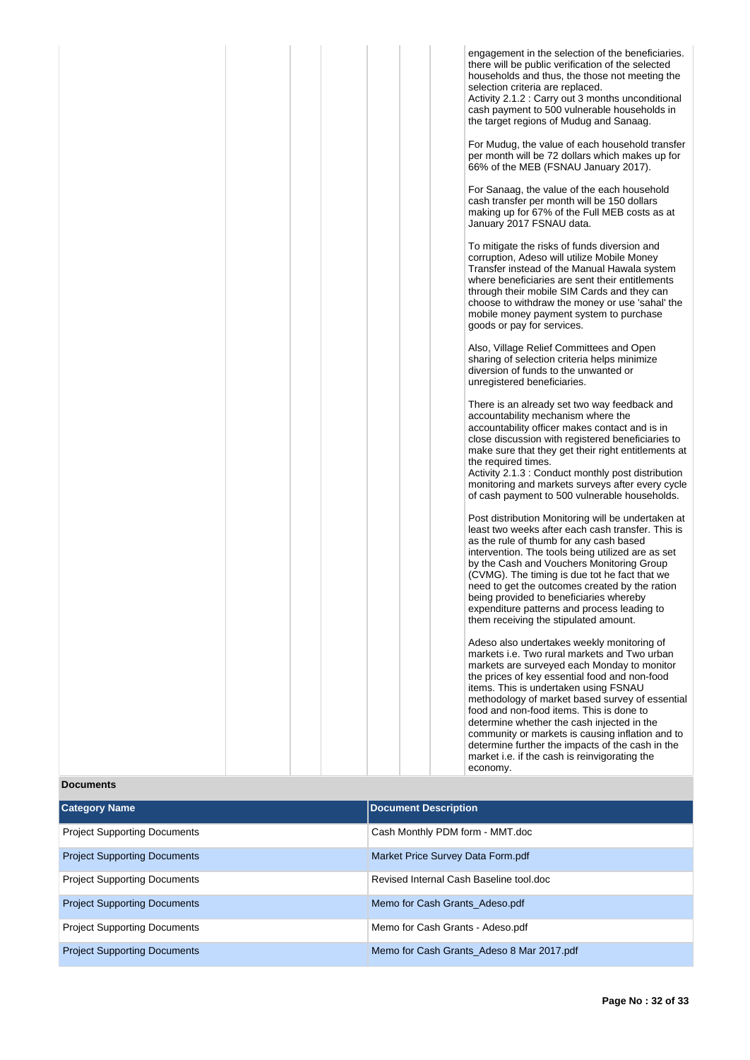engagement in the selection of the beneficiaries. there will be public verification of the selected households and thus, the those not meeting the selection criteria are replaced.
Activity 2.1.2 : Carry out 3 months unconditional cash payment to 500 vulnerable households in the target regions of Mudug and Sanaag.

For Mudug, the value of each household transfer per month will be 72 dollars which makes up for 66% of the MEB (FSNAU January 2017).

For Sanaag, the value of the each household cash transfer per month will be 150 dollars making up for 67% of the Full MEB costs as at January 2017 FSNAU data.

To mitigate the risks of funds diversion and corruption, Adeso will utilize Mobile Money Transfer instead of the Manual Hawala system where beneficiaries are sent their entitlements through their mobile SIM Cards and they can choose to withdraw the money or use 'sahal' the mobile money payment system to purchase goods or pay for services.

Also, Village Relief Committees and Open sharing of selection criteria helps minimize diversion of funds to the unwanted or unregistered beneficiaries.

There is an already set two way feedback and accountability mechanism where the accountability officer makes contact and is in close discussion with registered beneficiaries to make sure that they get their right entitlements at the required times.
Activity 2.1.3 : Conduct monthly post distribution monitoring and markets surveys after every cycle of cash payment to 500 vulnerable households.

Post distribution Monitoring will be undertaken at least two weeks after each cash transfer. This is as the rule of thumb for any cash based intervention. The tools being utilized are as set by the Cash and Vouchers Monitoring Group (CVMG). The timing is due tot he fact that we need to get the outcomes created by the ration being provided to beneficiaries whereby expenditure patterns and process leading to them receiving the stipulated amount.

Adeso also undertakes weekly monitoring of markets i.e. Two rural markets and Two urban markets are surveyed each Monday to monitor the prices of key essential food and non-food items. This is undertaken using FSNAU methodology of market based survey of essential food and non-food items. This is done to determine whether the cash injected in the community or markets is causing inflation and to determine further the impacts of the cash in the market i.e. if the cash is reinvigorating the economy.

**Documents**

| Category Name | Document Description |
|---|---|
| Project Supporting Documents | Cash Monthly PDM form - MMT.doc |
| Project Supporting Documents | Market Price Survey Data Form.pdf |
| Project Supporting Documents | Revised Internal Cash Baseline tool.doc |
| Project Supporting Documents | Memo for Cash Grants_Adeso.pdf |
| Project Supporting Documents | Memo for Cash Grants - Adeso.pdf |
| Project Supporting Documents | Memo for Cash Grants_Adeso 8 Mar 2017.pdf |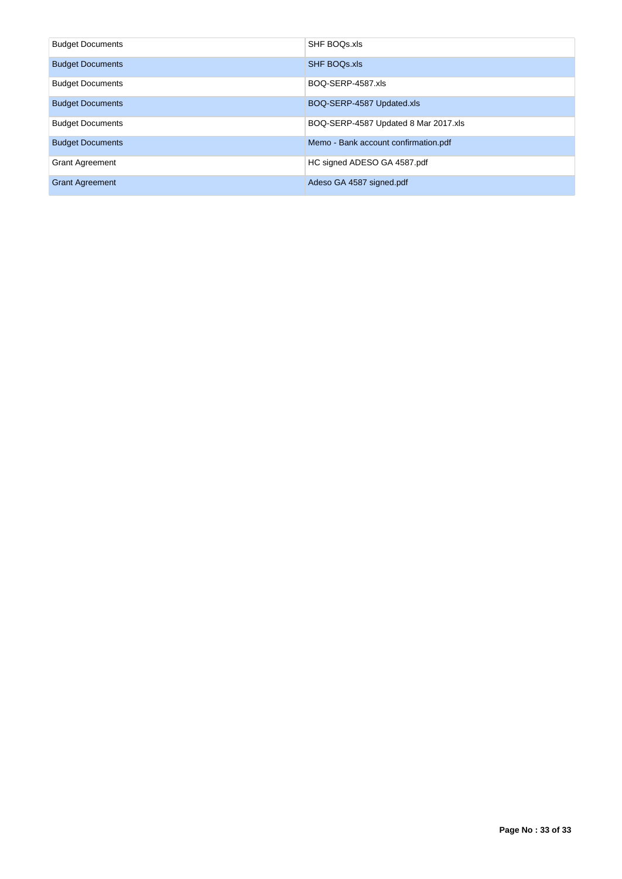| | |
|---|---|
| Budget Documents | SHF BOQs.xls |
| Budget Documents | SHF BOQs.xls |
| Budget Documents | BOQ-SERP-4587.xls |
| Budget Documents | BOQ-SERP-4587 Updated.xls |
| Budget Documents | BOQ-SERP-4587 Updated 8 Mar 2017.xls |
| Budget Documents | Memo - Bank account confirmation.pdf |
| Grant Agreement | HC signed ADESO GA 4587.pdf |
| Grant Agreement | Adeso GA 4587 signed.pdf |